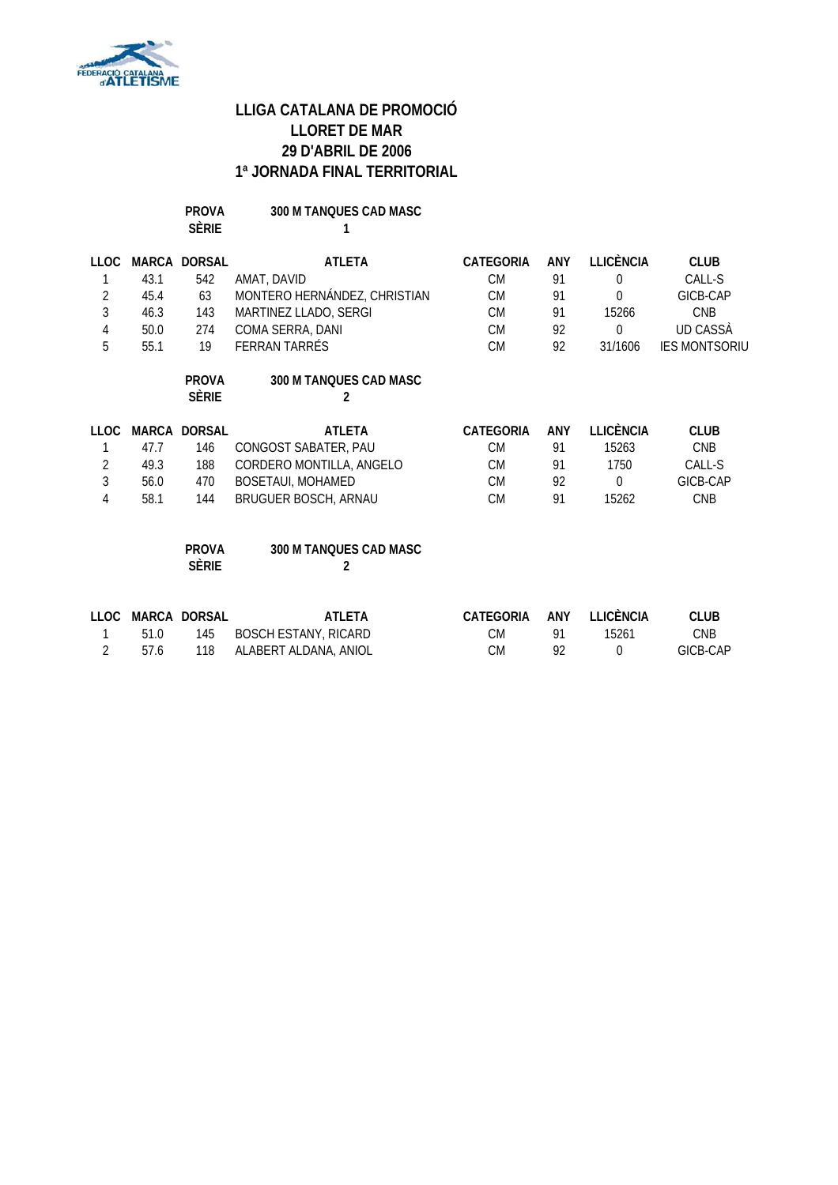# LLIGA CATALANA DE PROMOCIÓ
## LLORET DE MAR
## 29 D'ABRIL DE 2006
## 1ª JORNADA FINAL TERRITORIAL

**PROVA** 300 M TANQUES CAD MASC
**SÈRIE** 1

| LLOC | MARCA | DORSAL | ATLETA | CATEGORIA | ANY | LLICÈNCIA | CLUB |
|---|---|---|---|---|---|---|---|
| 1 | 43.1 | 542 | AMAT, DAVID | CM | 91 | 0 | CALL-S |
| 2 | 45.4 | 63 | MONTERO HERNÁNDEZ, CHRISTIAN | CM | 91 | 0 | GICB-CAP |
| 3 | 46.3 | 143 | MARTINEZ LLADO, SERGI | CM | 91 | 15266 | CNB |
| 4 | 50.0 | 274 | COMA SERRA, DANI | CM | 92 | 0 | UD CASSÀ |
| 5 | 55.1 | 19 | FERRAN TARRÉS | CM | 92 | 31/1606 | IES MONTSORIU |

**PROVA** 300 M TANQUES CAD MASC
**SÈRIE** 2

| LLOC | MARCA | DORSAL | ATLETA | CATEGORIA | ANY | LLICÈNCIA | CLUB |
|---|---|---|---|---|---|---|---|
| 1 | 47.7 | 146 | CONGOST SABATER, PAU | CM | 91 | 15263 | CNB |
| 2 | 49.3 | 188 | CORDERO MONTILLA, ANGELO | CM | 91 | 1750 | CALL-S |
| 3 | 56.0 | 470 | BOSETAUI, MOHAMED | CM | 92 | 0 | GICB-CAP |
| 4 | 58.1 | 144 | BRUGUER BOSCH, ARNAU | CM | 91 | 15262 | CNB |

**PROVA** 300 M TANQUES CAD MASC
**SÈRIE** 2

| LLOC | MARCA | DORSAL | ATLETA | CATEGORIA | ANY | LLICÈNCIA | CLUB |
|---|---|---|---|---|---|---|---|
| 1 | 51.0 | 145 | BOSCH ESTANY, RICARD | CM | 91 | 15261 | CNB |
| 2 | 57.6 | 118 | ALABERT ALDANA, ANIOL | CM | 92 | 0 | GICB-CAP |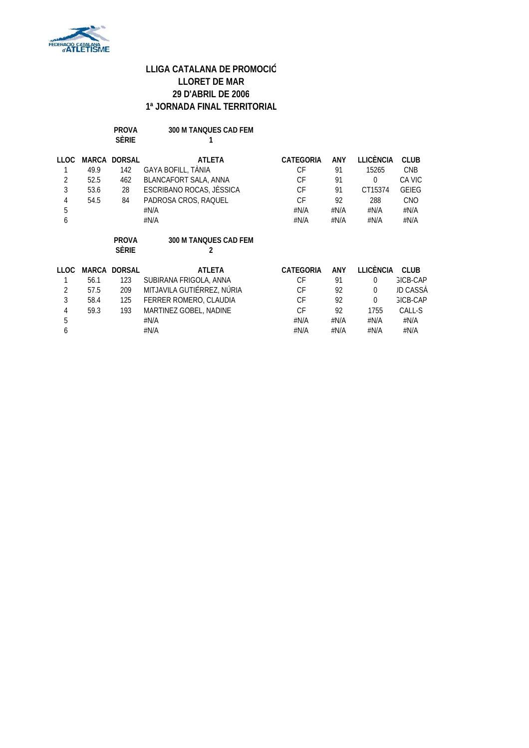FEDERACIÓ CATALANA d'ATLETISME

# LLIGA CATALANA DE PROMOCIÓ
## LLORET DE MAR
## 29 D'ABRIL DE 2006
## 1ª JORNADA FINAL TERRITORIAL

**PROVA** 300 M TANQUES CAD FEM
**SÈRIE** 1

| LLOC | MARCA | DORSAL | ATLETA | CATEGORIA | ANY | LLICÈNCIA | CLUB |
|---|---|---|---|---|---|---|---|
| 1 | 49.9 | 142 | GAYA BOFILL, TÀNIA | CF | 91 | 15265 | CNB |
| 2 | 52.5 | 462 | BLANCAFORT SALA, ANNA | CF | 91 | 0 | CA VIC |
| 3 | 53.6 | 28 | ESCRIBANO ROCAS, JÈSSICA | CF | 91 | CT15374 | GEIEG |
| 4 | 54.5 | 84 | PADROSA CROS, RAQUEL | CF | 92 | 288 | CNO |
| 5 | | | #N/A | #N/A | #N/A | #N/A | #N/A |
| 6 | | | #N/A | #N/A | #N/A | #N/A | #N/A |

**PROVA** 300 M TANQUES CAD FEM
**SÈRIE** 2

| LLOC | MARCA | DORSAL | ATLETA | CATEGORIA | ANY | LLICÈNCIA | CLUB |
|---|---|---|---|---|---|---|---|
| 1 | 56.1 | 123 | SUBIRANA FRIGOLA, ANNA | CF | 91 | 0 | GICB-CAP |
| 2 | 57.5 | 209 | MITJAVILA GUTIÉRREZ, NÚRIA | CF | 92 | 0 | UD CASSÀ |
| 3 | 58.4 | 125 | FERRER ROMERO, CLAUDIA | CF | 92 | 0 | GICB-CAP |
| 4 | 59.3 | 193 | MARTINEZ GOBEL, NADINE | CF | 92 | 1755 | CALL-S |
| 5 | | | #N/A | #N/A | #N/A | #N/A | #N/A |
| 6 | | | #N/A | #N/A | #N/A | #N/A | #N/A |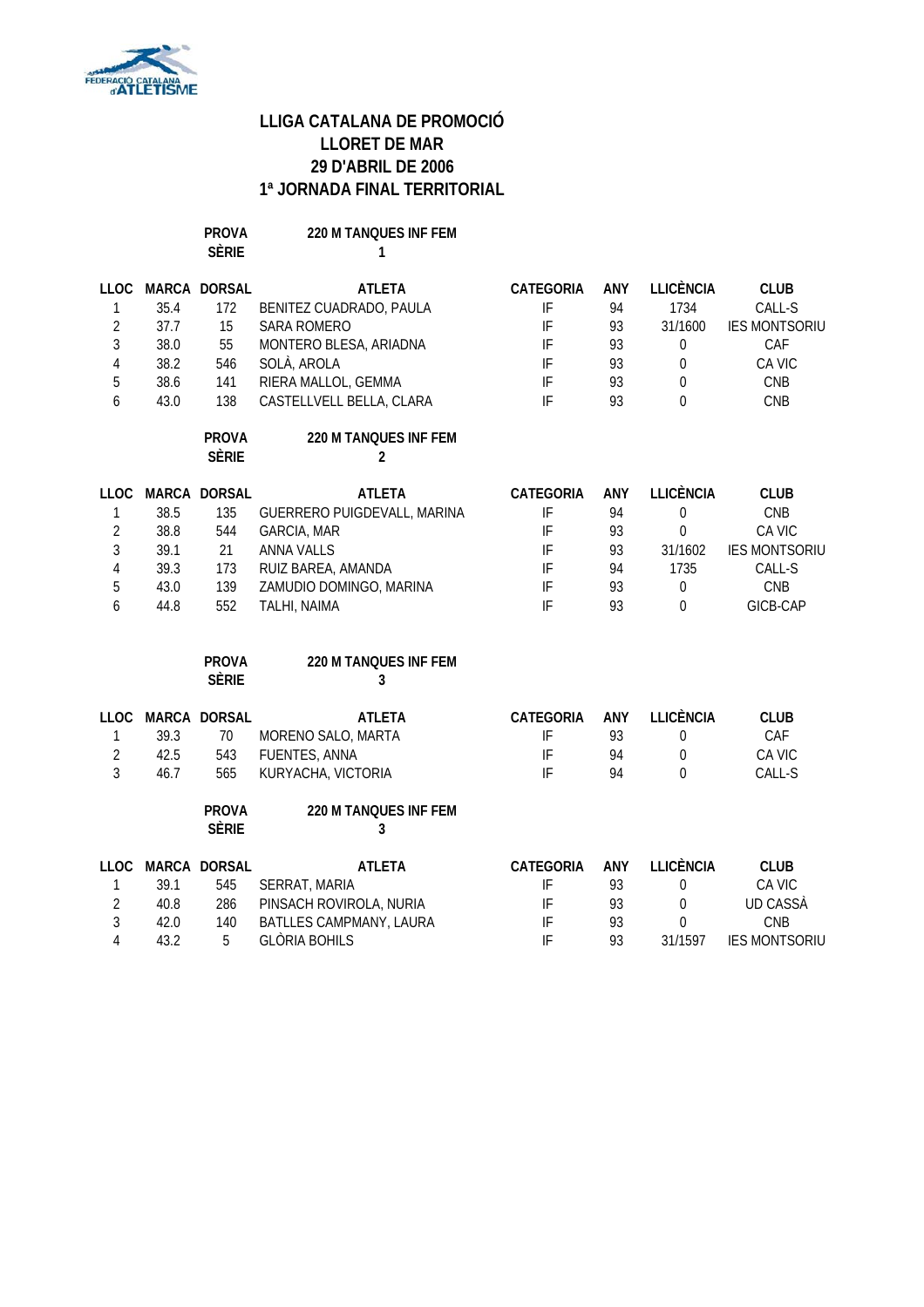# LLIGA CATALANA DE PROMOCIÓ
# LLORET DE MAR
# 29 D'ABRIL DE 2006
# 1ª JORNADA FINAL TERRITORIAL

**PROVA** 220 M TANQUES INF FEM
**SÈRIE** 1

| LLOC | MARCA | DORSAL | ATLETA | CATEGORIA | ANY | LLICÈNCIA | CLUB |
|---|---|---|---|---|---|---|---|
| 1 | 35.4 | 172 | BENITEZ CUADRADO, PAULA | IF | 94 | 1734 | CALL-S |
| 2 | 37.7 | 15 | SARA ROMERO | IF | 93 | 31/1600 | IES MONTSORIU |
| 3 | 38.0 | 55 | MONTERO BLESA, ARIADNA | IF | 93 | 0 | CAF |
| 4 | 38.2 | 546 | SOLÀ, AROLA | IF | 93 | 0 | CA VIC |
| 5 | 38.6 | 141 | RIERA MALLOL, GEMMA | IF | 93 | 0 | CNB |
| 6 | 43.0 | 138 | CASTELLVELL BELLA, CLARA | IF | 93 | 0 | CNB |

**PROVA** 220 M TANQUES INF FEM
**SÈRIE** 2

| LLOC | MARCA | DORSAL | ATLETA | CATEGORIA | ANY | LLICÈNCIA | CLUB |
|---|---|---|---|---|---|---|---|
| 1 | 38.5 | 135 | GUERRERO PUIGDEVALL, MARINA | IF | 94 | 0 | CNB |
| 2 | 38.8 | 544 | GARCIA, MAR | IF | 93 | 0 | CA VIC |
| 3 | 39.1 | 21 | ANNA VALLS | IF | 93 | 31/1602 | IES MONTSORIU |
| 4 | 39.3 | 173 | RUIZ BAREA, AMANDA | IF | 94 | 1735 | CALL-S |
| 5 | 43.0 | 139 | ZAMUDIO DOMINGO, MARINA | IF | 93 | 0 | CNB |
| 6 | 44.8 | 552 | TALHI, NAIMA | IF | 93 | 0 | GICB-CAP |

**PROVA** 220 M TANQUES INF FEM
**SÈRIE** 3

| LLOC | MARCA | DORSAL | ATLETA | CATEGORIA | ANY | LLICÈNCIA | CLUB |
|---|---|---|---|---|---|---|---|
| 1 | 39.3 | 70 | MORENO SALO, MARTA | IF | 93 | 0 | CAF |
| 2 | 42.5 | 543 | FUENTES, ANNA | IF | 94 | 0 | CA VIC |
| 3 | 46.7 | 565 | KURYACHA, VICTORIA | IF | 94 | 0 | CALL-S |

**PROVA** 220 M TANQUES INF FEM
**SÈRIE** 3

| LLOC | MARCA | DORSAL | ATLETA | CATEGORIA | ANY | LLICÈNCIA | CLUB |
|---|---|---|---|---|---|---|---|
| 1 | 39.1 | 545 | SERRAT, MARIA | IF | 93 | 0 | CA VIC |
| 2 | 40.8 | 286 | PINSACH ROVIROLA, NURIA | IF | 93 | 0 | UD CASSÀ |
| 3 | 42.0 | 140 | BATLLES CAMPMANY, LAURA | IF | 93 | 0 | CNB |
| 4 | 43.2 | 5 | GLÒRIA BOHILS | IF | 93 | 31/1597 | IES MONTSORIU |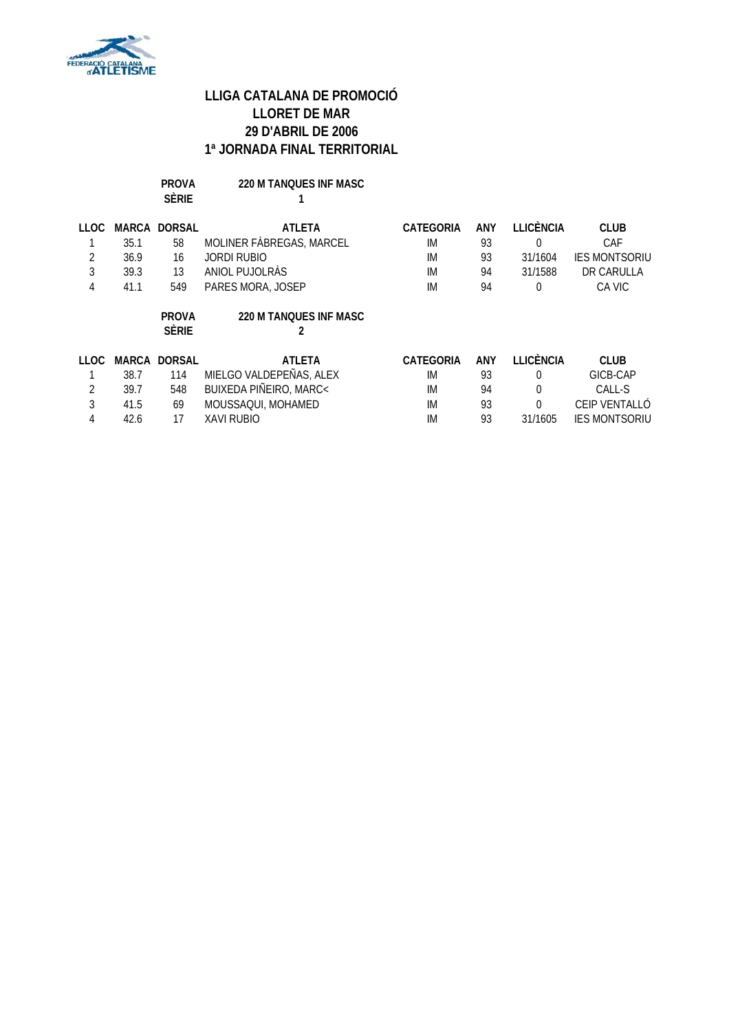# LLIGA CATALANA DE PROMOCIÓ
# LLORET DE MAR
# 29 D'ABRIL DE 2006
# 1ª JORNADA FINAL TERRITORIAL

**PROVA** 220 M TANQUES INF MASC
**SÈRIE** 1

| LLOC | MARCA | DORSAL | ATLETA | CATEGORIA | ANY | LLICÈNCIA | CLUB |
|---|---|---|---|---|---|---|---|
| 1 | 35.1 | 58 | MOLINER FÀBREGAS, MARCEL | IM | 93 | 0 | CAF |
| 2 | 36.9 | 16 | JORDI RUBIO | IM | 93 | 31/1604 | IES MONTSORIU |
| 3 | 39.3 | 13 | ANIOL PUJOLRÀS | IM | 94 | 31/1588 | DR CARULLA |
| 4 | 41.1 | 549 | PARES MORA, JOSEP | IM | 94 | 0 | CA VIC |

**PROVA** 220 M TANQUES INF MASC
**SÈRIE** 2

| LLOC | MARCA | DORSAL | ATLETA | CATEGORIA | ANY | LLICÈNCIA | CLUB |
|---|---|---|---|---|---|---|---|
| 1 | 38.7 | 114 | MIELGO VALDEPEÑAS, ALEX | IM | 93 | 0 | GICB-CAP |
| 2 | 39.7 | 548 | BUIXEDA PIÑEIRO, MARC< | IM | 94 | 0 | CALL-S |
| 3 | 41.5 | 69 | MOUSSAQUI, MOHAMED | IM | 93 | 0 | CEIP VENTALLÓ |
| 4 | 42.6 | 17 | XAVI RUBIO | IM | 93 | 31/1605 | IES MONTSORIU |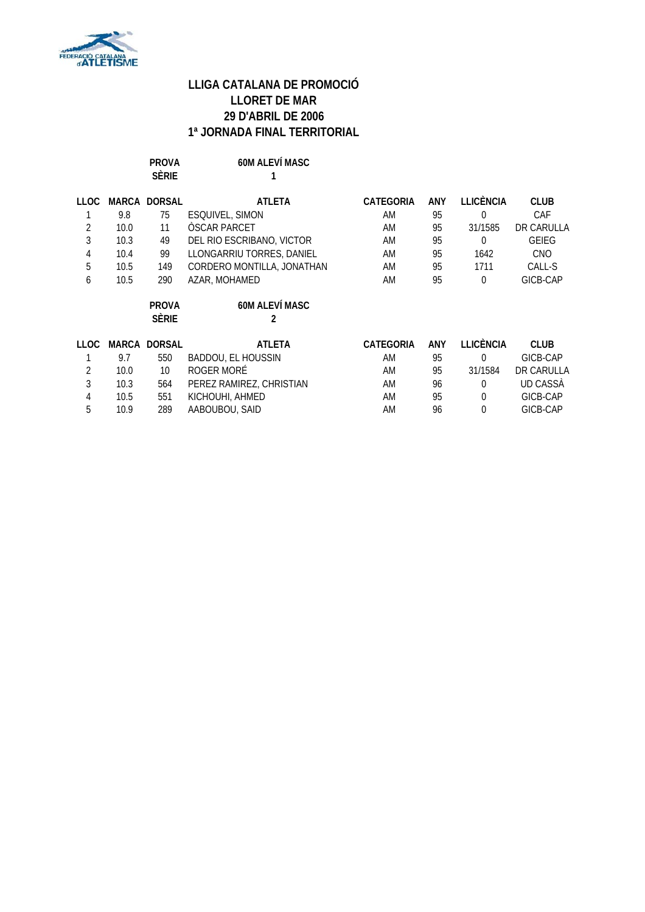# LLIGA CATALANA DE PROMOCIÓ
## LLORET DE MAR
## 29 D'ABRIL DE 2006
## 1ª JORNADA FINAL TERRITORIAL

**PROVA** 60M ALEVÍ MASC
**SÈRIE** 1

| LLOC | MARCA | DORSAL | ATLETA | CATEGORIA | ANY | LLICÈNCIA | CLUB |
|---|---|---|---|---|---|---|---|
| 1 | 9.8 | 75 | ESQUIVEL, SIMON | AM | 95 | 0 | CAF |
| 2 | 10.0 | 11 | ÒSCAR PARCET | AM | 95 | 31/1585 | DR CARULLA |
| 3 | 10.3 | 49 | DEL RIO ESCRIBANO, VICTOR | AM | 95 | 0 | GEIEG |
| 4 | 10.4 | 99 | LLONGARRIU TORRES, DANIEL | AM | 95 | 1642 | CNO |
| 5 | 10.5 | 149 | CORDERO MONTILLA, JONATHAN | AM | 95 | 1711 | CALL-S |
| 6 | 10.5 | 290 | AZAR, MOHAMED | AM | 95 | 0 | GICB-CAP |

**PROVA** 60M ALEVÍ MASC
**SÈRIE** 2

| LLOC | MARCA | DORSAL | ATLETA | CATEGORIA | ANY | LLICÈNCIA | CLUB |
|---|---|---|---|---|---|---|---|
| 1 | 9.7 | 550 | BADDOU, EL HOUSSIN | AM | 95 | 0 | GICB-CAP |
| 2 | 10.0 | 10 | ROGER MORÉ | AM | 95 | 31/1584 | DR CARULLA |
| 3 | 10.3 | 564 | PEREZ RAMIREZ, CHRISTIAN | AM | 96 | 0 | UD CASSÀ |
| 4 | 10.5 | 551 | KICHOUHI, AHMED | AM | 95 | 0 | GICB-CAP |
| 5 | 10.9 | 289 | AABOUBOU, SAID | AM | 96 | 0 | GICB-CAP |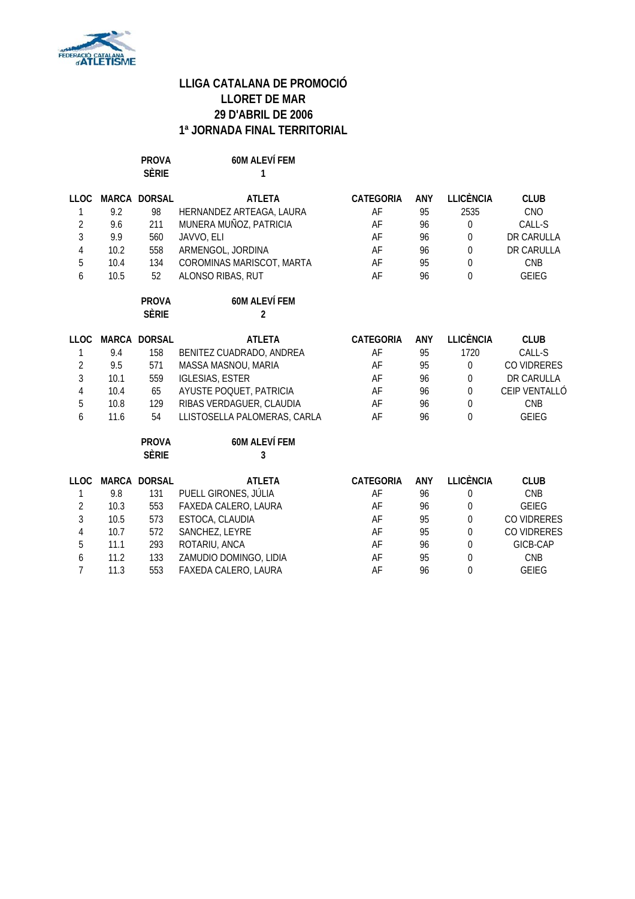# LLIGA CATALANA DE PROMOCIÓ
## LLORET DE MAR
## 29 D'ABRIL DE 2006
## 1ª JORNADA FINAL TERRITORIAL

**PROVA** 60M ALEVÍ FEM
**SÈRIE** 1

| LLOC | MARCA | DORSAL | ATLETA | CATEGORIA | ANY | LLICÈNCIA | CLUB |
|---|---|---|---|---|---|---|---|
| 1 | 9.2 | 98 | HERNANDEZ ARTEAGA, LAURA | AF | 95 | 2535 | CNO |
| 2 | 9.6 | 211 | MUNERA MUÑOZ, PATRICIA | AF | 96 | 0 | CALL-S |
| 3 | 9.9 | 560 | JAVVO, ELI | AF | 96 | 0 | DR CARULLA |
| 4 | 10.2 | 558 | ARMENGOL, JORDINA | AF | 96 | 0 | DR CARULLA |
| 5 | 10.4 | 134 | COROMINAS MARISCOT, MARTA | AF | 95 | 0 | CNB |
| 6 | 10.5 | 52 | ALONSO RIBAS, RUT | AF | 96 | 0 | GEIEG |

**PROVA** 60M ALEVÍ FEM
**SÈRIE** 2

| LLOC | MARCA | DORSAL | ATLETA | CATEGORIA | ANY | LLICÈNCIA | CLUB |
|---|---|---|---|---|---|---|---|
| 1 | 9.4 | 158 | BENITEZ CUADRADO, ANDREA | AF | 95 | 1720 | CALL-S |
| 2 | 9.5 | 571 | MASSA MASNOU, MARIA | AF | 95 | 0 | CO VIDRERES |
| 3 | 10.1 | 559 | IGLESIAS, ESTER | AF | 96 | 0 | DR CARULLA |
| 4 | 10.4 | 65 | AYUSTE POQUET, PATRICIA | AF | 96 | 0 | CEIP VENTALLÓ |
| 5 | 10.8 | 129 | RIBAS VERDAGUER, CLAUDIA | AF | 96 | 0 | CNB |
| 6 | 11.6 | 54 | LLISTOSELLA PALOMERAS, CARLA | AF | 96 | 0 | GEIEG |

**PROVA** 60M ALEVÍ FEM
**SÈRIE** 3

| LLOC | MARCA | DORSAL | ATLETA | CATEGORIA | ANY | LLICÈNCIA | CLUB |
|---|---|---|---|---|---|---|---|
| 1 | 9.8 | 131 | PUELL GIRONES, JÚLIA | AF | 96 | 0 | CNB |
| 2 | 10.3 | 553 | FAXEDA CALERO, LAURA | AF | 96 | 0 | GEIEG |
| 3 | 10.5 | 573 | ESTOCA, CLAUDIA | AF | 95 | 0 | CO VIDRERES |
| 4 | 10.7 | 572 | SANCHEZ, LEYRE | AF | 95 | 0 | CO VIDRERES |
| 5 | 11.1 | 293 | ROTARIU, ANCA | AF | 96 | 0 | GICB-CAP |
| 6 | 11.2 | 133 | ZAMUDIO DOMINGO, LIDIA | AF | 95 | 0 | CNB |
| 7 | 11.3 | 553 | FAXEDA CALERO, LAURA | AF | 96 | 0 | GEIEG |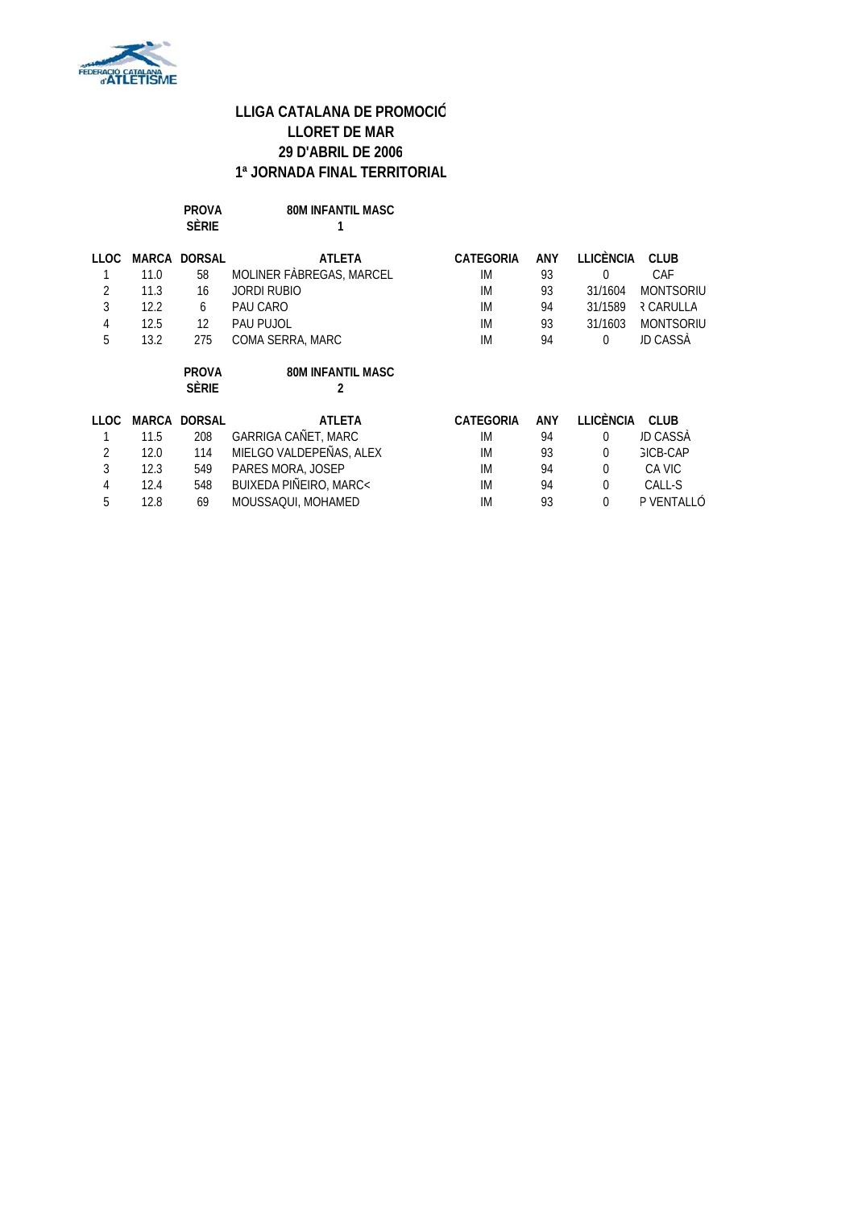## LLIGA CATALANA DE PROMOCIÓ
## LLORET DE MAR
## 29 D'ABRIL DE 2006
## 1ª JORNADA FINAL TERRITORIAL

**PROVA** 80M INFANTIL MASC
**SÈRIE** 1

| LLOC | MARCA | DORSAL | ATLETA | CATEGORIA | ANY | LLICÈNCIA | CLUB |
|---|---|---|---|---|---|---|---|
| 1 | 11.0 | 58 | MOLINER FÀBREGAS, MARCEL | IM | 93 | 0 | CAF |
| 2 | 11.3 | 16 | JORDI RUBIO | IM | 93 | 31/1604 | MONTSORIU |
| 3 | 12.2 | 6 | PAU CARO | IM | 94 | 31/1589 | R CARULLA |
| 4 | 12.5 | 12 | PAU PUJOL | IM | 93 | 31/1603 | MONTSORIU |
| 5 | 13.2 | 275 | COMA SERRA, MARC | IM | 94 | 0 | JD CASSÀ |

**PROVA** 80M INFANTIL MASC
**SÈRIE** 2

| LLOC | MARCA | DORSAL | ATLETA | CATEGORIA | ANY | LLICÈNCIA | CLUB |
|---|---|---|---|---|---|---|---|
| 1 | 11.5 | 208 | GARRIGA CAÑET, MARC | IM | 94 | 0 | JD CASSÀ |
| 2 | 12.0 | 114 | MIELGO VALDEPEÑAS, ALEX | IM | 93 | 0 | GICB-CAP |
| 3 | 12.3 | 549 | PARES MORA, JOSEP | IM | 94 | 0 | CA VIC |
| 4 | 12.4 | 548 | BUIXEDA PIÑEIRO, MARC< | IM | 94 | 0 | CALL-S |
| 5 | 12.8 | 69 | MOUSSAQUI, MOHAMED | IM | 93 | 0 | P VENTALLÓ |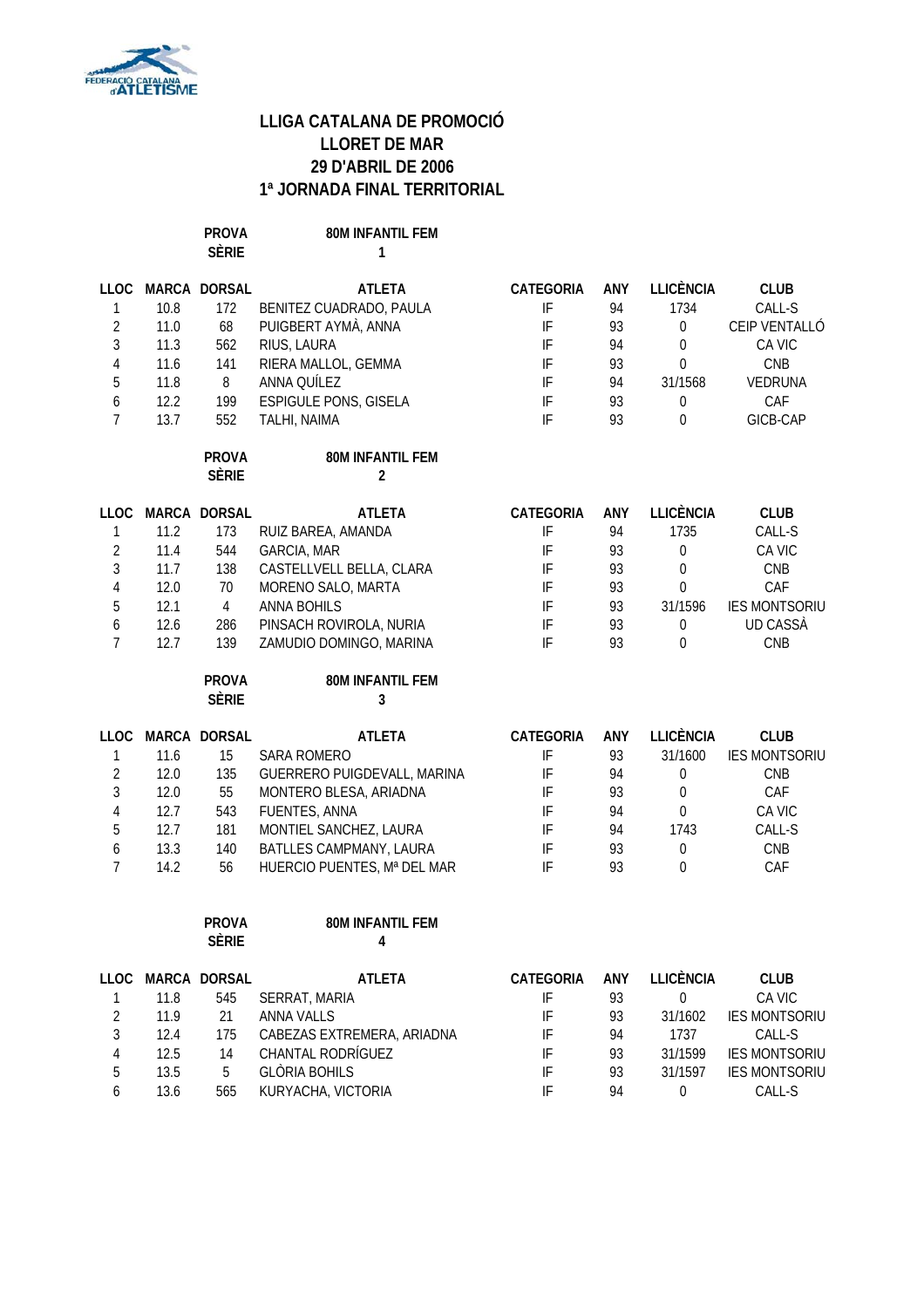# LLIGA CATALANA DE PROMOCIÓ
## LLORET DE MAR
## 29 D'ABRIL DE 2006
## 1ª JORNADA FINAL TERRITORIAL

**PROVA** 80M INFANTIL FEM
**SÈRIE** 1

| LLOC | MARCA | DORSAL | ATLETA | CATEGORIA | ANY | LLICÈNCIA | CLUB |
|---|---|---|---|---|---|---|---|
| 1 | 10.8 | 172 | BENITEZ CUADRADO, PAULA | IF | 94 | 1734 | CALL-S |
| 2 | 11.0 | 68 | PUIGBERT AYMÀ, ANNA | IF | 93 | 0 | CEIP VENTALLÓ |
| 3 | 11.3 | 562 | RIUS, LAURA | IF | 94 | 0 | CA VIC |
| 4 | 11.6 | 141 | RIERA MALLOL, GEMMA | IF | 93 | 0 | CNB |
| 5 | 11.8 | 8 | ANNA QUÍLEZ | IF | 94 | 31/1568 | VEDRUNA |
| 6 | 12.2 | 199 | ESPIGULE PONS, GISELA | IF | 93 | 0 | CAF |
| 7 | 13.7 | 552 | TALHI, NAIMA | IF | 93 | 0 | GICB-CAP |

**PROVA** 80M INFANTIL FEM
**SÈRIE** 2

| LLOC | MARCA | DORSAL | ATLETA | CATEGORIA | ANY | LLICÈNCIA | CLUB |
|---|---|---|---|---|---|---|---|
| 1 | 11.2 | 173 | RUIZ BAREA, AMANDA | IF | 94 | 1735 | CALL-S |
| 2 | 11.4 | 544 | GARCIA, MAR | IF | 93 | 0 | CA VIC |
| 3 | 11.7 | 138 | CASTELLVELL BELLA, CLARA | IF | 93 | 0 | CNB |
| 4 | 12.0 | 70 | MORENO SALO, MARTA | IF | 93 | 0 | CAF |
| 5 | 12.1 | 4 | ANNA BOHILS | IF | 93 | 31/1596 | IES MONTSORIU |
| 6 | 12.6 | 286 | PINSACH ROVIROLA, NURIA | IF | 93 | 0 | UD CASSÀ |
| 7 | 12.7 | 139 | ZAMUDIO DOMINGO, MARINA | IF | 93 | 0 | CNB |

**PROVA** 80M INFANTIL FEM
**SÈRIE** 3

| LLOC | MARCA | DORSAL | ATLETA | CATEGORIA | ANY | LLICÈNCIA | CLUB |
|---|---|---|---|---|---|---|---|
| 1 | 11.6 | 15 | SARA ROMERO | IF | 93 | 31/1600 | IES MONTSORIU |
| 2 | 12.0 | 135 | GUERRERO PUIGDEVALL, MARINA | IF | 94 | 0 | CNB |
| 3 | 12.0 | 55 | MONTERO BLESA, ARIADNA | IF | 93 | 0 | CAF |
| 4 | 12.7 | 543 | FUENTES, ANNA | IF | 94 | 0 | CA VIC |
| 5 | 12.7 | 181 | MONTIEL SANCHEZ, LAURA | IF | 94 | 1743 | CALL-S |
| 6 | 13.3 | 140 | BATLLES CAMPMANY, LAURA | IF | 93 | 0 | CNB |
| 7 | 14.2 | 56 | HUERCIO PUENTES, Mª DEL MAR | IF | 93 | 0 | CAF |

**PROVA** 80M INFANTIL FEM
**SÈRIE** 4

| LLOC | MARCA | DORSAL | ATLETA | CATEGORIA | ANY | LLICÈNCIA | CLUB |
|---|---|---|---|---|---|---|---|
| 1 | 11.8 | 545 | SERRAT, MARIA | IF | 93 | 0 | CA VIC |
| 2 | 11.9 | 21 | ANNA VALLS | IF | 93 | 31/1602 | IES MONTSORIU |
| 3 | 12.4 | 175 | CABEZAS EXTREMERA, ARIADNA | IF | 94 | 1737 | CALL-S |
| 4 | 12.5 | 14 | CHANTAL RODRÍGUEZ | IF | 93 | 31/1599 | IES MONTSORIU |
| 5 | 13.5 | 5 | GLÒRIA BOHILS | IF | 93 | 31/1597 | IES MONTSORIU |
| 6 | 13.6 | 565 | KURYACHA, VICTORIA | IF | 94 | 0 | CALL-S |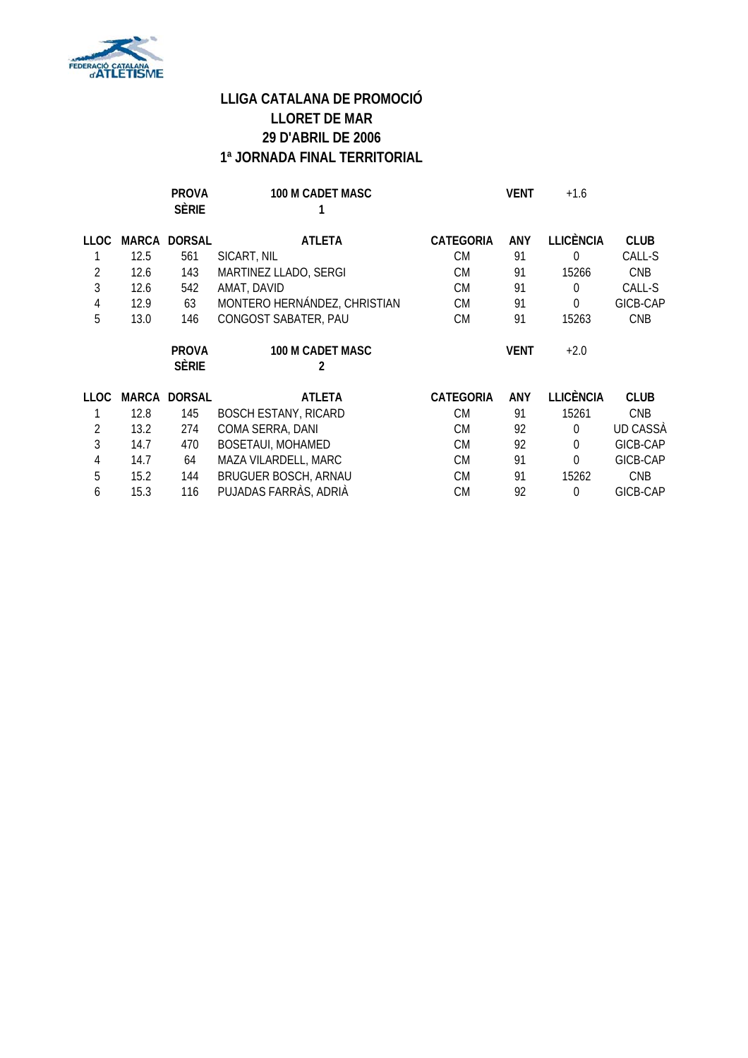# LLIGA CATALANA DE PROMOCIÓ
# LLORET DE MAR
# 29 D'ABRIL DE 2006
# 1ª JORNADA FINAL TERRITORIAL

**PROVA** 100 M CADET MASC — **SÈRIE** 1 — **VENT** +1.6

| LLOC | MARCA | DORSAL | ATLETA | CATEGORIA | ANY | LLICÈNCIA | CLUB |
|---|---|---|---|---|---|---|---|
| 1 | 12.5 | 561 | SICART, NIL | CM | 91 | 0 | CALL-S |
| 2 | 12.6 | 143 | MARTINEZ LLADO, SERGI | CM | 91 | 15266 | CNB |
| 3 | 12.6 | 542 | AMAT, DAVID | CM | 91 | 0 | CALL-S |
| 4 | 12.9 | 63 | MONTERO HERNÁNDEZ, CHRISTIAN | CM | 91 | 0 | GICB-CAP |
| 5 | 13.0 | 146 | CONGOST SABATER, PAU | CM | 91 | 15263 | CNB |

**PROVA** 100 M CADET MASC — **SÈRIE** 2 — **VENT** +2.0

| LLOC | MARCA | DORSAL | ATLETA | CATEGORIA | ANY | LLICÈNCIA | CLUB |
|---|---|---|---|---|---|---|---|
| 1 | 12.8 | 145 | BOSCH ESTANY, RICARD | CM | 91 | 15261 | CNB |
| 2 | 13.2 | 274 | COMA SERRA, DANI | CM | 92 | 0 | UD CASSÀ |
| 3 | 14.7 | 470 | BOSETAUI, MOHAMED | CM | 92 | 0 | GICB-CAP |
| 4 | 14.7 | 64 | MAZA VILARDELL, MARC | CM | 91 | 0 | GICB-CAP |
| 5 | 15.2 | 144 | BRUGUER BOSCH, ARNAU | CM | 91 | 15262 | CNB |
| 6 | 15.3 | 116 | PUJADAS FARRÀS, ADRIÀ | CM | 92 | 0 | GICB-CAP |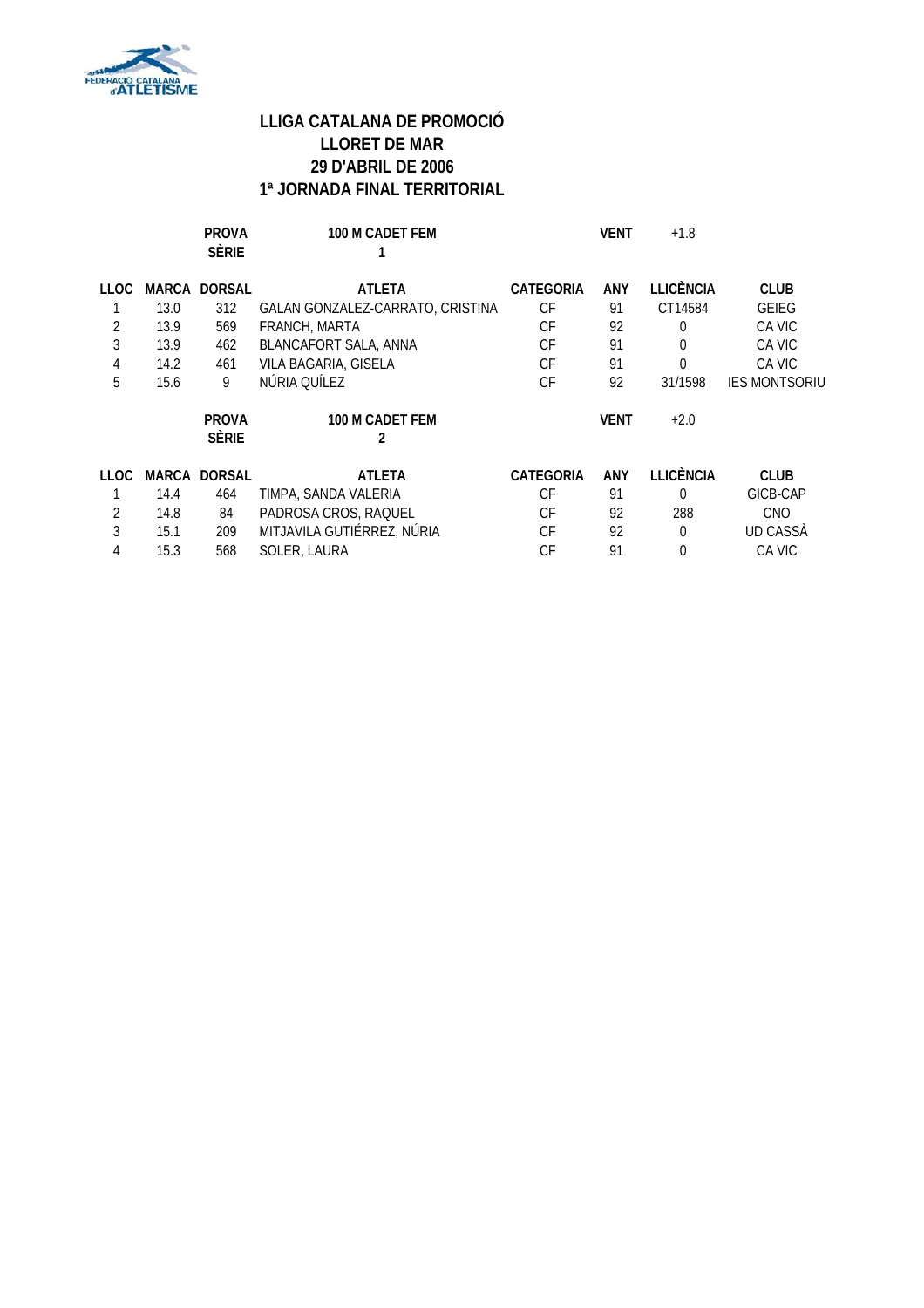# LLIGA CATALANA DE PROMOCIÓ
## LLORET DE MAR
## 29 D'ABRIL DE 2006
## 1ª JORNADA FINAL TERRITORIAL

**PROVA** 100 M CADET FEM **VENT** +1.8
**SÈRIE** 1

| LLOC | MARCA | DORSAL | ATLETA | CATEGORIA | ANY | LLICÈNCIA | CLUB |
|---|---|---|---|---|---|---|---|
| 1 | 13.0 | 312 | GALAN GONZALEZ-CARRATO, CRISTINA | CF | 91 | CT14584 | GEIEG |
| 2 | 13.9 | 569 | FRANCH, MARTA | CF | 92 | 0 | CA VIC |
| 3 | 13.9 | 462 | BLANCAFORT SALA, ANNA | CF | 91 | 0 | CA VIC |
| 4 | 14.2 | 461 | VILA BAGARIA, GISELA | CF | 91 | 0 | CA VIC |
| 5 | 15.6 | 9 | NÚRIA QUÍLEZ | CF | 92 | 31/1598 | IES MONTSORIU |

**PROVA** 100 M CADET FEM **VENT** +2.0
**SÈRIE** 2

| LLOC | MARCA | DORSAL | ATLETA | CATEGORIA | ANY | LLICÈNCIA | CLUB |
|---|---|---|---|---|---|---|---|
| 1 | 14.4 | 464 | TIMPA, SANDA VALERIA | CF | 91 | 0 | GICB-CAP |
| 2 | 14.8 | 84 | PADROSA CROS, RAQUEL | CF | 92 | 288 | CNO |
| 3 | 15.1 | 209 | MITJAVILA GUTIÉRREZ, NÚRIA | CF | 92 | 0 | UD CASSÀ |
| 4 | 15.3 | 568 | SOLER, LAURA | CF | 91 | 0 | CA VIC |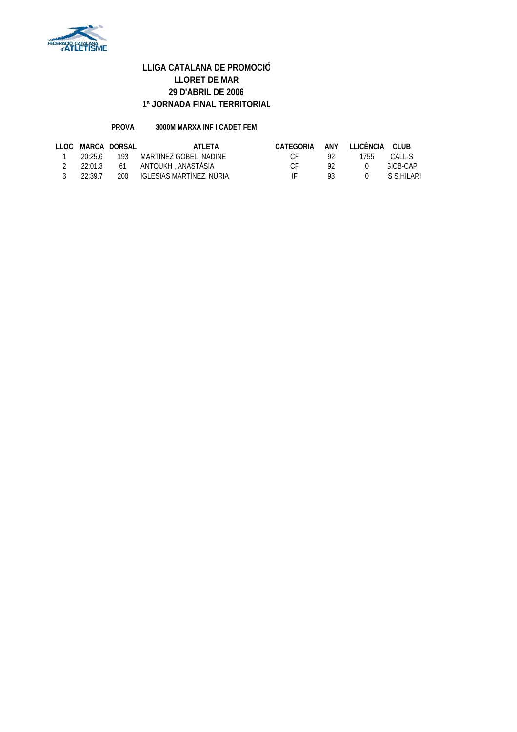# LLIGA CATALANA DE PROMOCIÓ
# LLORET DE MAR
# 29 D'ABRIL DE 2006
# 1ª JORNADA FINAL TERRITORIAL

**PROVA** **3000M MARXA INF I CADET FEM**

| LLOC | MARCA | DORSAL | ATLETA | CATEGORIA | ANY | LLICÈNCIA | CLUB |
|---|---|---|---|---|---|---|---|
| 1 | 20:25.6 | 193 | MARTINEZ GOBEL, NADINE | CF | 92 | 1755 | CALL-S |
| 2 | 22:01.3 | 61 | ANTOUKH , ANASTÀSIA | CF | 92 | 0 | 3ICB-CAP |
| 3 | 22:39.7 | 200 | IGLESIAS MARTÍNEZ, NÚRIA | IF | 93 | 0 | S S.HILARI |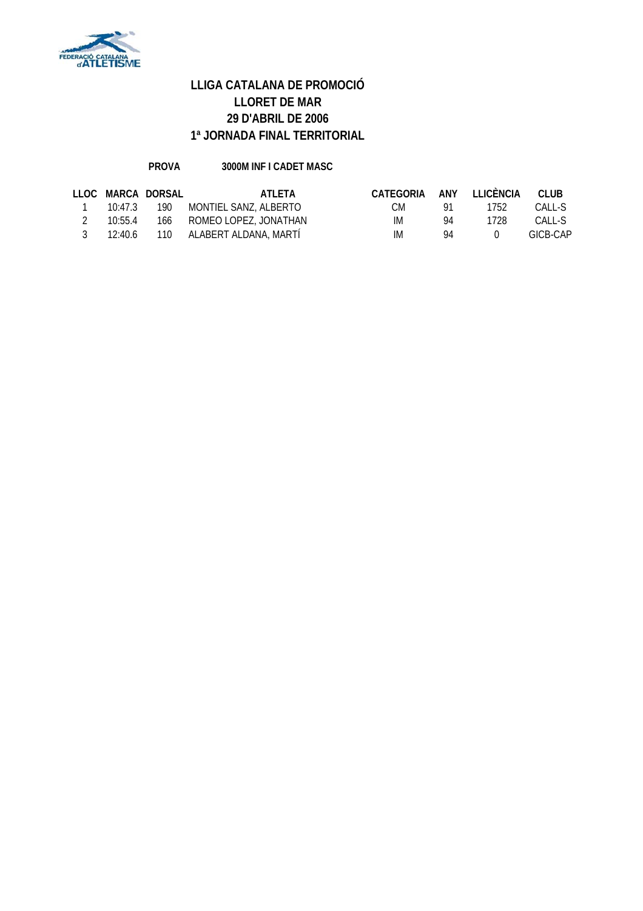# LLIGA CATALANA DE PROMOCIÓ
## LLORET DE MAR
## 29 D'ABRIL DE 2006
## 1ª JORNADA FINAL TERRITORIAL

**PROVA** **3000M INF I CADET MASC**

| LLOC | MARCA | DORSAL | ATLETA | CATEGORIA | ANY | LLICÈNCIA | CLUB |
|---|---|---|---|---|---|---|---|
| 1 | 10:47.3 | 190 | MONTIEL SANZ, ALBERTO | CM | 91 | 1752 | CALL-S |
| 2 | 10:55.4 | 166 | ROMEO LOPEZ, JONATHAN | IM | 94 | 1728 | CALL-S |
| 3 | 12:40.6 | 110 | ALABERT ALDANA, MARTÍ | IM | 94 | 0 | GICB-CAP |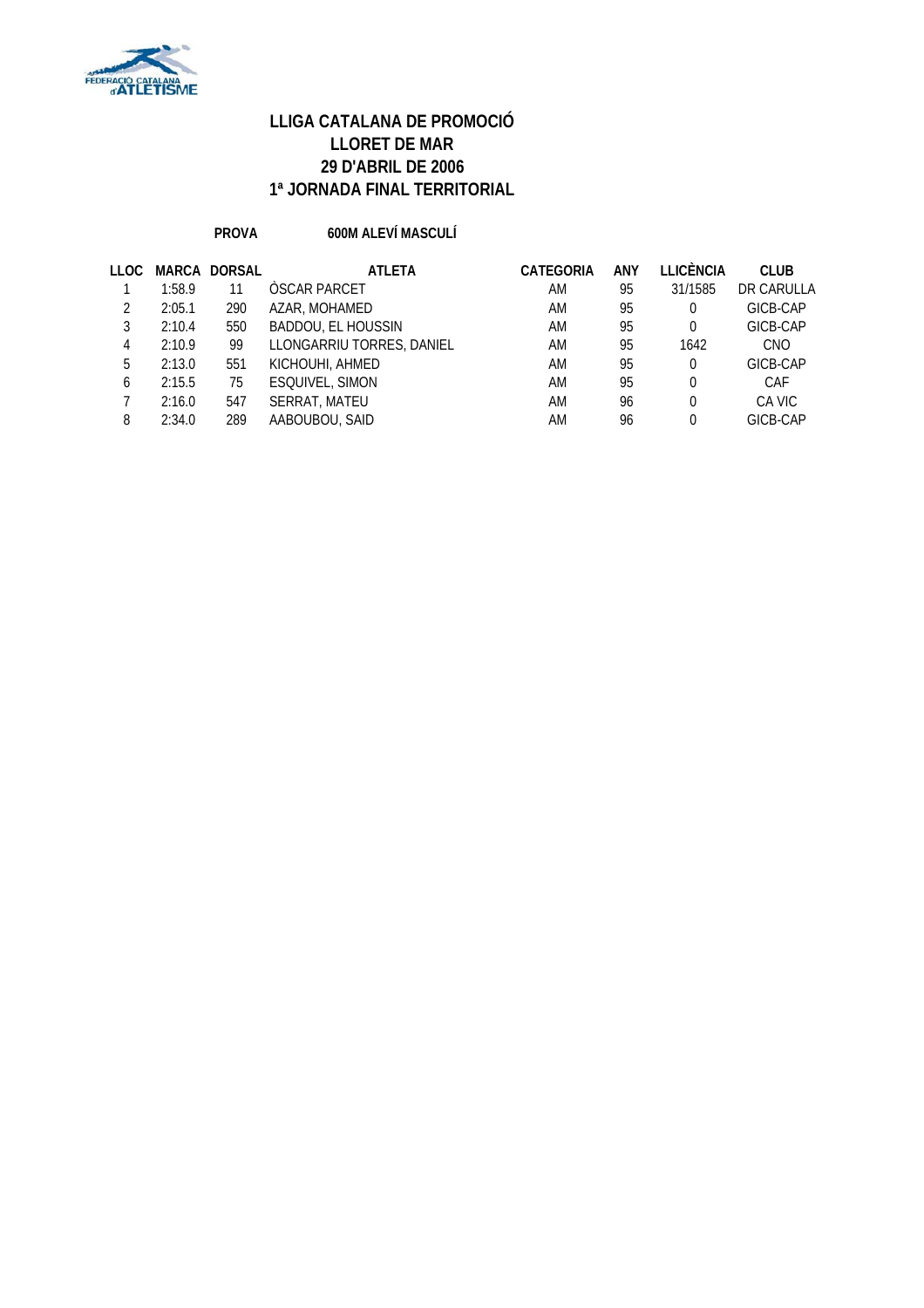# LLIGA CATALANA DE PROMOCIÓ
# LLORET DE MAR
# 29 D'ABRIL DE 2006
# 1ª JORNADA FINAL TERRITORIAL

**PROVA** **600M ALEVÍ MASCULÍ**

| LLOC | MARCA | DORSAL | ATLETA | CATEGORIA | ANY | LLICÈNCIA | CLUB |
|---|---|---|---|---|---|---|---|
| 1 | 1:58.9 | 11 | ÒSCAR PARCET | AM | 95 | 31/1585 | DR CARULLA |
| 2 | 2:05.1 | 290 | AZAR, MOHAMED | AM | 95 | 0 | GICB-CAP |
| 3 | 2:10.4 | 550 | BADDOU, EL HOUSSIN | AM | 95 | 0 | GICB-CAP |
| 4 | 2:10.9 | 99 | LLONGARRIU TORRES, DANIEL | AM | 95 | 1642 | CNO |
| 5 | 2:13.0 | 551 | KICHOUHI, AHMED | AM | 95 | 0 | GICB-CAP |
| 6 | 2:15.5 | 75 | ESQUIVEL, SIMON | AM | 95 | 0 | CAF |
| 7 | 2:16.0 | 547 | SERRAT, MATEU | AM | 96 | 0 | CA VIC |
| 8 | 2:34.0 | 289 | AABOUBOU, SAID | AM | 96 | 0 | GICB-CAP |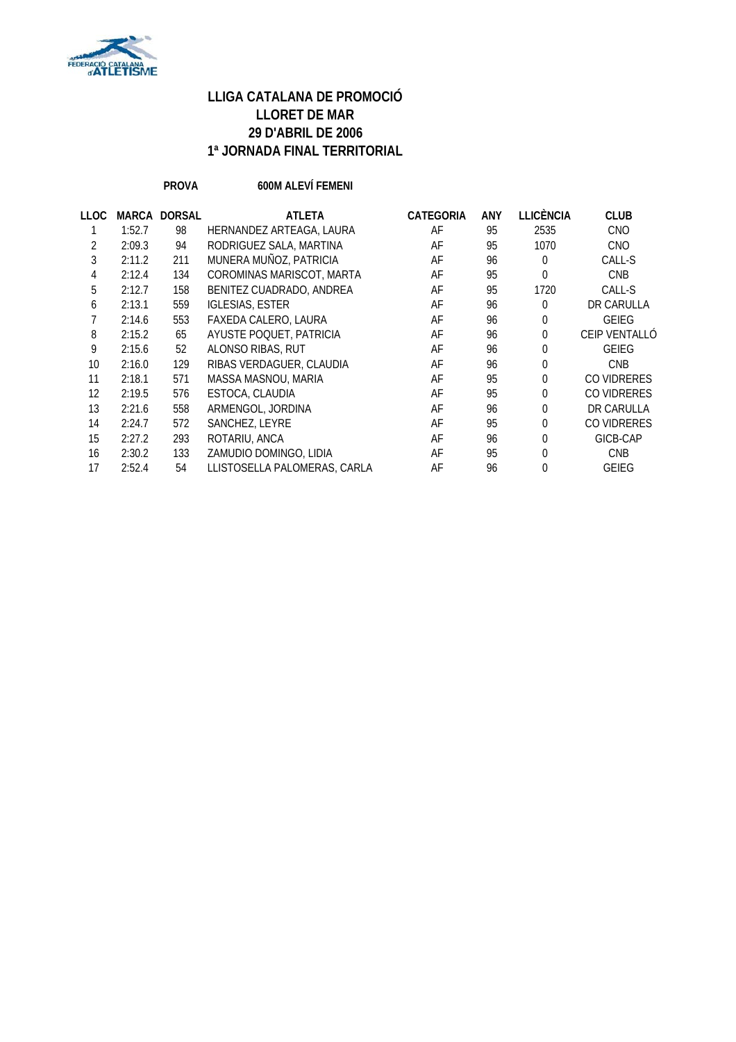**LLIGA CATALANA DE PROMOCIÓ**
**LLORET DE MAR**
**29 D'ABRIL DE 2006**
**1ª JORNADA FINAL TERRITORIAL**

**PROVA** **600M ALEVÍ FEMENI**

| LLOC | MARCA | DORSAL | ATLETA | CATEGORIA | ANY | LLICÈNCIA | CLUB |
|---|---|---|---|---|---|---|---|
| 1 | 1:52.7 | 98 | HERNANDEZ ARTEAGA, LAURA | AF | 95 | 2535 | CNO |
| 2 | 2:09.3 | 94 | RODRIGUEZ SALA, MARTINA | AF | 95 | 1070 | CNO |
| 3 | 2:11.2 | 211 | MUNERA MUÑOZ, PATRICIA | AF | 96 | 0 | CALL-S |
| 4 | 2:12.4 | 134 | COROMINAS MARISCOT, MARTA | AF | 95 | 0 | CNB |
| 5 | 2:12.7 | 158 | BENITEZ CUADRADO, ANDREA | AF | 95 | 1720 | CALL-S |
| 6 | 2:13.1 | 559 | IGLESIAS, ESTER | AF | 96 | 0 | DR CARULLA |
| 7 | 2:14.6 | 553 | FAXEDA CALERO, LAURA | AF | 96 | 0 | GEIEG |
| 8 | 2:15.2 | 65 | AYUSTE POQUET, PATRICIA | AF | 96 | 0 | CEIP VENTALLÓ |
| 9 | 2:15.6 | 52 | ALONSO RIBAS, RUT | AF | 96 | 0 | GEIEG |
| 10 | 2:16.0 | 129 | RIBAS VERDAGUER, CLAUDIA | AF | 96 | 0 | CNB |
| 11 | 2:18.1 | 571 | MASSA MASNOU, MARIA | AF | 95 | 0 | CO VIDRERES |
| 12 | 2:19.5 | 576 | ESTOCA, CLAUDIA | AF | 95 | 0 | CO VIDRERES |
| 13 | 2:21.6 | 558 | ARMENGOL, JORDINA | AF | 96 | 0 | DR CARULLA |
| 14 | 2:24.7 | 572 | SANCHEZ, LEYRE | AF | 95 | 0 | CO VIDRERES |
| 15 | 2:27.2 | 293 | ROTARIU, ANCA | AF | 96 | 0 | GICB-CAP |
| 16 | 2:30.2 | 133 | ZAMUDIO DOMINGO, LIDIA | AF | 95 | 0 | CNB |
| 17 | 2:52.4 | 54 | LLISTOSELLA PALOMERAS, CARLA | AF | 96 | 0 | GEIEG |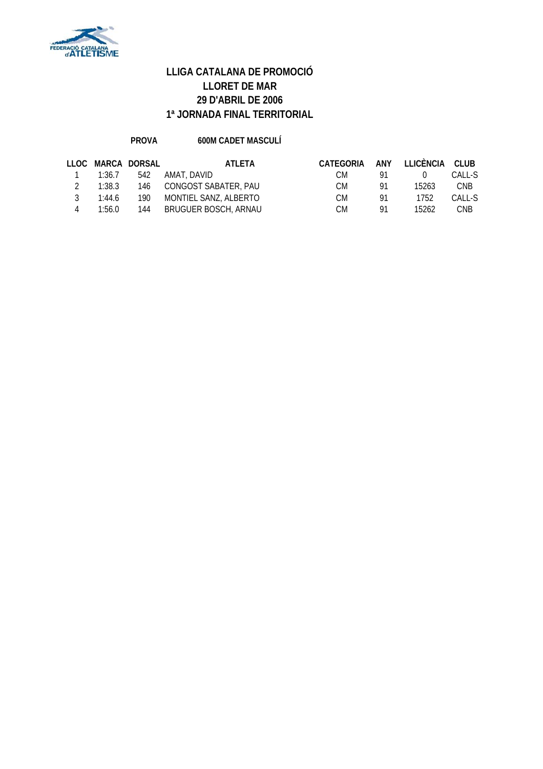# LLIGA CATALANA DE PROMOCIÓ
## LLORET DE MAR
## 29 D'ABRIL DE 2006
## 1ª JORNADA FINAL TERRITORIAL

**PROVA** **600M CADET MASCULÍ**

| LLOC | MARCA | DORSAL | ATLETA | CATEGORIA | ANY | LLICÈNCIA | CLUB |
|---|---|---|---|---|---|---|---|
| 1 | 1:36.7 | 542 | AMAT, DAVID | CM | 91 | 0 | CALL-S |
| 2 | 1:38.3 | 146 | CONGOST SABATER, PAU | CM | 91 | 15263 | CNB |
| 3 | 1:44.6 | 190 | MONTIEL SANZ, ALBERTO | CM | 91 | 1752 | CALL-S |
| 4 | 1:56.0 | 144 | BRUGUER BOSCH, ARNAU | CM | 91 | 15262 | CNB |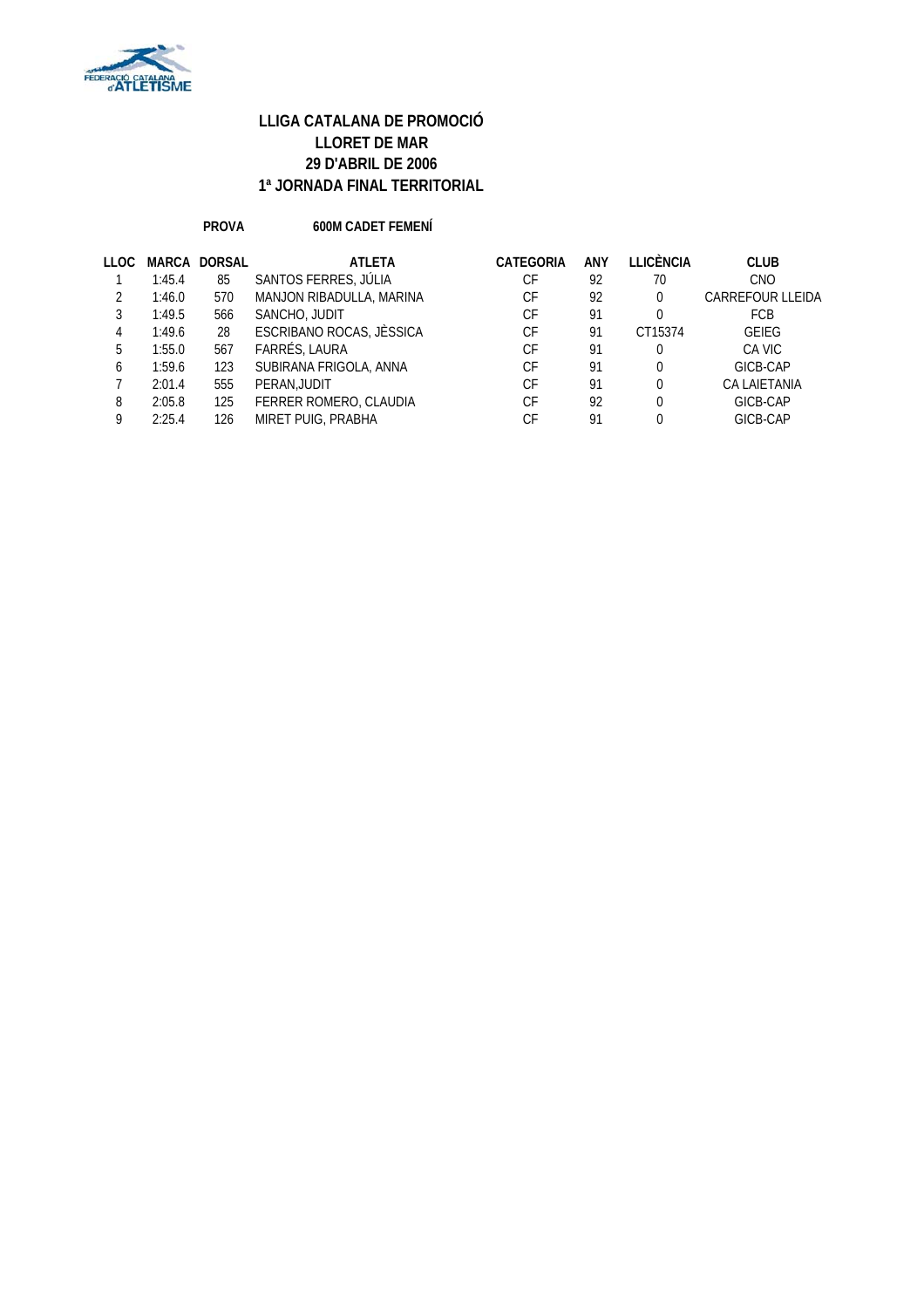# LLIGA CATALANA DE PROMOCIÓ
# LLORET DE MAR
# 29 D'ABRIL DE 2006
# 1ª JORNADA FINAL TERRITORIAL

**PROVA** **600M CADET FEMENÍ**

| LLOC | MARCA | DORSAL | ATLETA | CATEGORIA | ANY | LLICÈNCIA | CLUB |
|---|---|---|---|---|---|---|---|
| 1 | 1:45.4 | 85 | SANTOS FERRES, JÚLIA | CF | 92 | 70 | CNO |
| 2 | 1:46.0 | 570 | MANJON RIBADULLA, MARINA | CF | 92 | 0 | CARREFOUR LLEIDA |
| 3 | 1:49.5 | 566 | SANCHO, JUDIT | CF | 91 | 0 | FCB |
| 4 | 1:49.6 | 28 | ESCRIBANO ROCAS, JÈSSICA | CF | 91 | CT15374 | GEIEG |
| 5 | 1:55.0 | 567 | FARRÉS, LAURA | CF | 91 | 0 | CA VIC |
| 6 | 1:59.6 | 123 | SUBIRANA FRIGOLA, ANNA | CF | 91 | 0 | GICB-CAP |
| 7 | 2:01.4 | 555 | PERAN,JUDIT | CF | 91 | 0 | CA LAIETANIA |
| 8 | 2:05.8 | 125 | FERRER ROMERO, CLAUDIA | CF | 92 | 0 | GICB-CAP |
| 9 | 2:25.4 | 126 | MIRET PUIG, PRABHA | CF | 91 | 0 | GICB-CAP |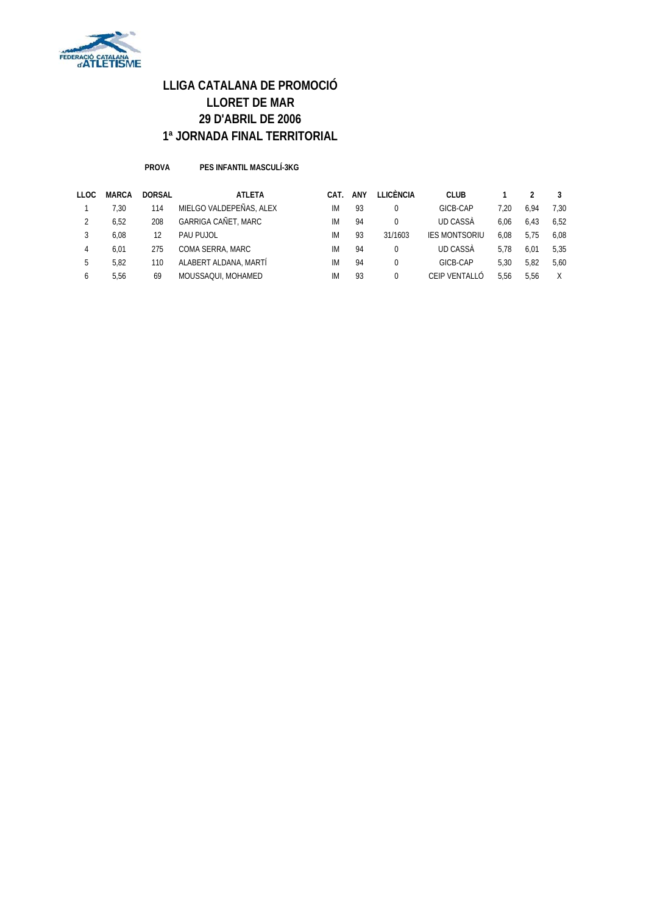# LLIGA CATALANA DE PROMOCIÓ
# LLORET DE MAR
# 29 D'ABRIL DE 2006
# 1ª JORNADA FINAL TERRITORIAL

**PROVA** **PES INFANTIL MASCULÍ-3KG**

| LLOC | MARCA | DORSAL | ATLETA | CAT. | ANY | LLICÈNCIA | CLUB | 1 | 2 | 3 |
|---|---|---|---|---|---|---|---|---|---|---|
| 1 | 7,30 | 114 | MIELGO VALDEPEÑAS, ALEX | IM | 93 | 0 | GICB-CAP | 7,20 | 6,94 | 7,30 |
| 2 | 6,52 | 208 | GARRIGA CAÑET, MARC | IM | 94 | 0 | UD CASSÀ | 6,06 | 6,43 | 6,52 |
| 3 | 6,08 | 12 | PAU PUJOL | IM | 93 | 31/1603 | IES MONTSORIU | 6,08 | 5,75 | 6,08 |
| 4 | 6,01 | 275 | COMA SERRA, MARC | IM | 94 | 0 | UD CASSÀ | 5,78 | 6,01 | 5,35 |
| 5 | 5,82 | 110 | ALABERT ALDANA, MARTÍ | IM | 94 | 0 | GICB-CAP | 5,30 | 5,82 | 5,60 |
| 6 | 5,56 | 69 | MOUSSAQUI, MOHAMED | IM | 93 | 0 | CEIP VENTALLÓ | 5,56 | 5,56 | X |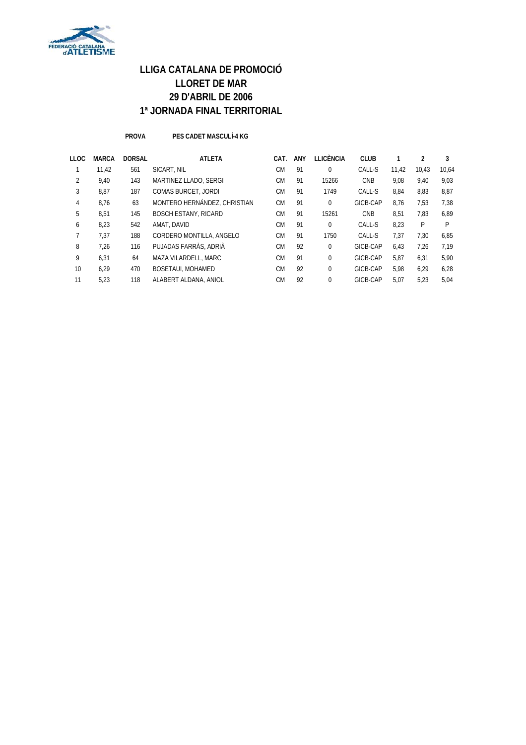# LLIGA CATALANA DE PROMOCIÓ
# LLORET DE MAR
# 29 D'ABRIL DE 2006
# 1ª JORNADA FINAL TERRITORIAL

**PROVA** **PES CADET MASCULÍ-4 KG**

| LLOC | MARCA | DORSAL | ATLETA | CAT. | ANY | LLICÈNCIA | CLUB | 1 | 2 | 3 |
|---|---|---|---|---|---|---|---|---|---|---|
| 1 | 11,42 | 561 | SICART, NIL | CM | 91 | 0 | CALL-S | 11,42 | 10,43 | 10,64 |
| 2 | 9,40 | 143 | MARTINEZ LLADO, SERGI | CM | 91 | 15266 | CNB | 9,08 | 9,40 | 9,03 |
| 3 | 8,87 | 187 | COMAS BURCET, JORDI | CM | 91 | 1749 | CALL-S | 8,84 | 8,83 | 8,87 |
| 4 | 8,76 | 63 | MONTERO HERNÁNDEZ, CHRISTIAN | CM | 91 | 0 | GICB-CAP | 8,76 | 7,53 | 7,38 |
| 5 | 8,51 | 145 | BOSCH ESTANY, RICARD | CM | 91 | 15261 | CNB | 8,51 | 7,83 | 6,89 |
| 6 | 8,23 | 542 | AMAT, DAVID | CM | 91 | 0 | CALL-S | 8,23 | P | P |
| 7 | 7,37 | 188 | CORDERO MONTILLA, ANGELO | CM | 91 | 1750 | CALL-S | 7,37 | 7,30 | 6,85 |
| 8 | 7,26 | 116 | PUJADAS FARRÀS, ADRIÀ | CM | 92 | 0 | GICB-CAP | 6,43 | 7,26 | 7,19 |
| 9 | 6,31 | 64 | MAZA VILARDELL, MARC | CM | 91 | 0 | GICB-CAP | 5,87 | 6,31 | 5,90 |
| 10 | 6,29 | 470 | BOSETAUI, MOHAMED | CM | 92 | 0 | GICB-CAP | 5,98 | 6,29 | 6,28 |
| 11 | 5,23 | 118 | ALABERT ALDANA, ANIOL | CM | 92 | 0 | GICB-CAP | 5,07 | 5,23 | 5,04 |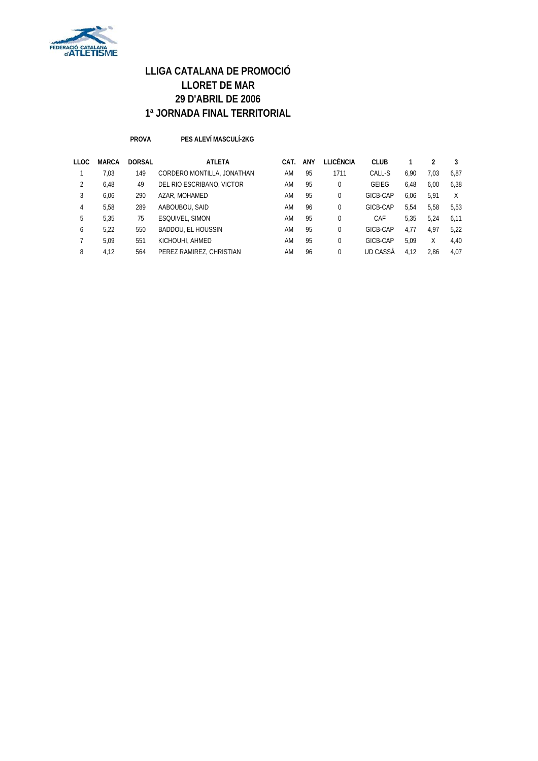# LLIGA CATALANA DE PROMOCIÓ
# LLORET DE MAR
# 29 D'ABRIL DE 2006
# 1ª JORNADA FINAL TERRITORIAL

**PROVA** **PES ALEVÍ MASCULÍ-2KG**

| LLOC | MARCA | DORSAL | ATLETA | CAT. | ANY | LLICÈNCIA | CLUB | 1 | 2 | 3 |
|---|---|---|---|---|---|---|---|---|---|---|
| 1 | 7,03 | 149 | CORDERO MONTILLA, JONATHAN | AM | 95 | 1711 | CALL-S | 6,90 | 7,03 | 6,87 |
| 2 | 6,48 | 49 | DEL RIO ESCRIBANO, VICTOR | AM | 95 | 0 | GEIEG | 6,48 | 6,00 | 6,38 |
| 3 | 6,06 | 290 | AZAR, MOHAMED | AM | 95 | 0 | GICB-CAP | 6,06 | 5,91 | X |
| 4 | 5,58 | 289 | AABOUBOU, SAID | AM | 96 | 0 | GICB-CAP | 5,54 | 5,58 | 5,53 |
| 5 | 5,35 | 75 | ESQUIVEL, SIMON | AM | 95 | 0 | CAF | 5,35 | 5,24 | 6,11 |
| 6 | 5,22 | 550 | BADDOU, EL HOUSSIN | AM | 95 | 0 | GICB-CAP | 4,77 | 4,97 | 5,22 |
| 7 | 5,09 | 551 | KICHOUHI, AHMED | AM | 95 | 0 | GICB-CAP | 5,09 | X | 4,40 |
| 8 | 4,12 | 564 | PEREZ RAMIREZ, CHRISTIAN | AM | 96 | 0 | UD CASSÀ | 4,12 | 2,86 | 4,07 |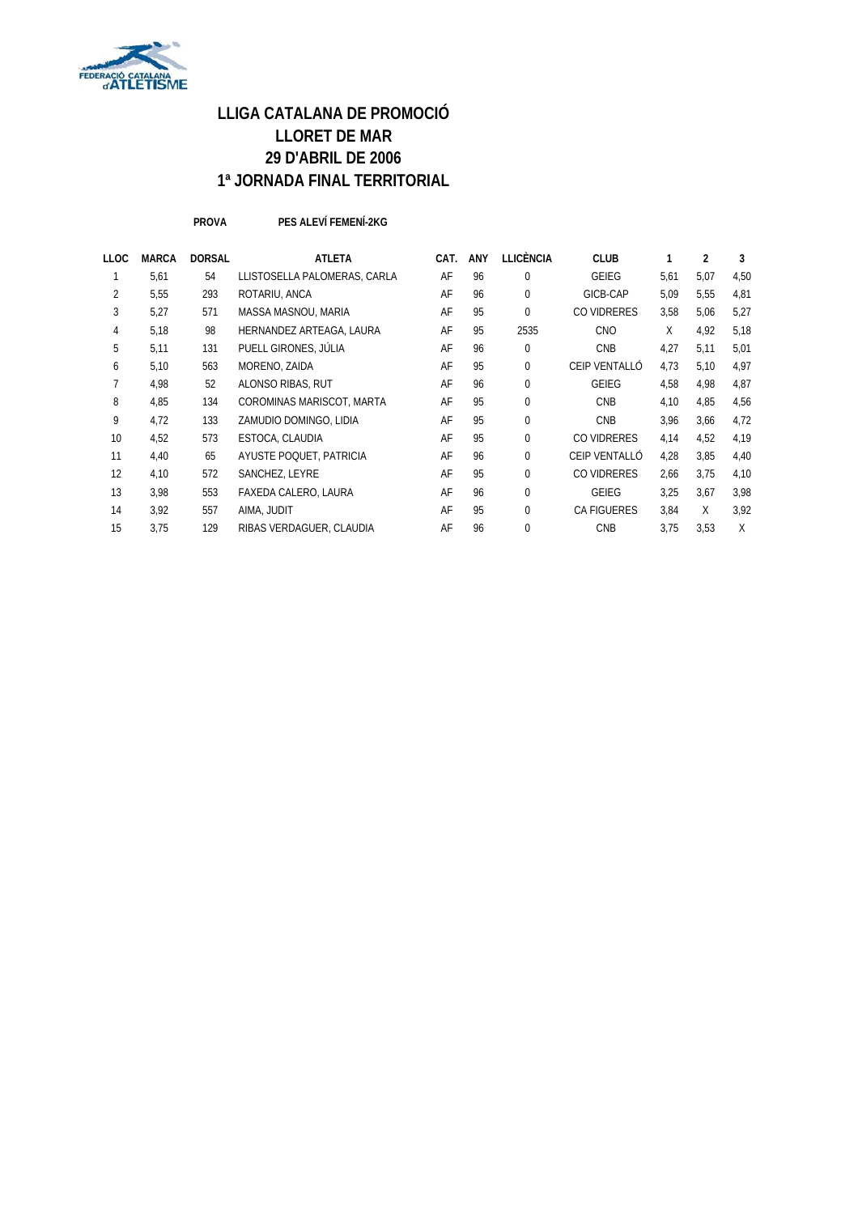# LLIGA CATALANA DE PROMOCIÓ
# LLORET DE MAR
# 29 D'ABRIL DE 2006
# 1ª JORNADA FINAL TERRITORIAL

**PROVA** **PES ALEVÍ FEMENÍ-2KG**

| LLOC | MARCA | DORSAL | ATLETA | CAT. | ANY | LLICÈNCIA | CLUB | 1 | 2 | 3 |
|---|---|---|---|---|---|---|---|---|---|---|
| 1 | 5,61 | 54 | LLISTOSELLA PALOMERAS, CARLA | AF | 96 | 0 | GEIEG | 5,61 | 5,07 | 4,50 |
| 2 | 5,55 | 293 | ROTARIU, ANCA | AF | 96 | 0 | GICB-CAP | 5,09 | 5,55 | 4,81 |
| 3 | 5,27 | 571 | MASSA MASNOU, MARIA | AF | 95 | 0 | CO VIDRERES | 3,58 | 5,06 | 5,27 |
| 4 | 5,18 | 98 | HERNANDEZ ARTEAGA, LAURA | AF | 95 | 2535 | CNO | X | 4,92 | 5,18 |
| 5 | 5,11 | 131 | PUELL GIRONES, JÚLIA | AF | 96 | 0 | CNB | 4,27 | 5,11 | 5,01 |
| 6 | 5,10 | 563 | MORENO, ZAIDA | AF | 95 | 0 | CEIP VENTALLÓ | 4,73 | 5,10 | 4,97 |
| 7 | 4,98 | 52 | ALONSO RIBAS, RUT | AF | 96 | 0 | GEIEG | 4,58 | 4,98 | 4,87 |
| 8 | 4,85 | 134 | COROMINAS MARISCOT, MARTA | AF | 95 | 0 | CNB | 4,10 | 4,85 | 4,56 |
| 9 | 4,72 | 133 | ZAMUDIO DOMINGO, LIDIA | AF | 95 | 0 | CNB | 3,96 | 3,66 | 4,72 |
| 10 | 4,52 | 573 | ESTOCA, CLAUDIA | AF | 95 | 0 | CO VIDRERES | 4,14 | 4,52 | 4,19 |
| 11 | 4,40 | 65 | AYUSTE POQUET, PATRICIA | AF | 96 | 0 | CEIP VENTALLÓ | 4,28 | 3,85 | 4,40 |
| 12 | 4,10 | 572 | SANCHEZ, LEYRE | AF | 95 | 0 | CO VIDRERES | 2,66 | 3,75 | 4,10 |
| 13 | 3,98 | 553 | FAXEDA CALERO, LAURA | AF | 96 | 0 | GEIEG | 3,25 | 3,67 | 3,98 |
| 14 | 3,92 | 557 | AIMA, JUDIT | AF | 95 | 0 | CA FIGUERES | 3,84 | X | 3,92 |
| 15 | 3,75 | 129 | RIBAS VERDAGUER, CLAUDIA | AF | 96 | 0 | CNB | 3,75 | 3,53 | X |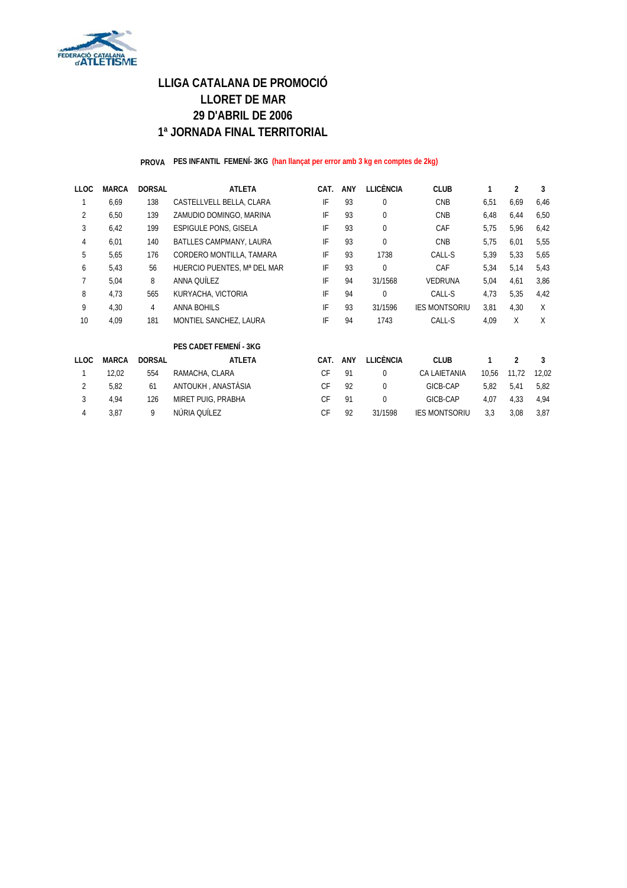# LLIGA CATALANA DE PROMOCIÓ
# LLORET DE MAR
# 29 D'ABRIL DE 2006
# 1ª JORNADA FINAL TERRITORIAL

**PROVA** **PES INFANTIL FEMENÍ- 3KG** **(han llançat per error amb 3 kg en comptes de 2kg)**

| LLOC | MARCA | DORSAL | ATLETA | CAT. | ANY | LLICÈNCIA | CLUB | 1 | 2 | 3 |
|---|---|---|---|---|---|---|---|---|---|---|
| 1 | 6,69 | 138 | CASTELLVELL BELLA, CLARA | IF | 93 | 0 | CNB | 6,51 | 6,69 | 6,46 |
| 2 | 6,50 | 139 | ZAMUDIO DOMINGO, MARINA | IF | 93 | 0 | CNB | 6,48 | 6,44 | 6,50 |
| 3 | 6,42 | 199 | ESPIGULE PONS, GISELA | IF | 93 | 0 | CAF | 5,75 | 5,96 | 6,42 |
| 4 | 6,01 | 140 | BATLLES CAMPMANY, LAURA | IF | 93 | 0 | CNB | 5,75 | 6,01 | 5,55 |
| 5 | 5,65 | 176 | CORDERO MONTILLA, TAMARA | IF | 93 | 1738 | CALL-S | 5,39 | 5,33 | 5,65 |
| 6 | 5,43 | 56 | HUERCIO PUENTES, Mª DEL MAR | IF | 93 | 0 | CAF | 5,34 | 5,14 | 5,43 |
| 7 | 5,04 | 8 | ANNA QUÍLEZ | IF | 94 | 31/1568 | VEDRUNA | 5,04 | 4,61 | 3,86 |
| 8 | 4,73 | 565 | KURYACHA, VICTORIA | IF | 94 | 0 | CALL-S | 4,73 | 5,35 | 4,42 |
| 9 | 4,30 | 4 | ANNA BOHILS | IF | 93 | 31/1596 | IES MONTSORIU | 3,81 | 4,30 | X |
| 10 | 4,09 | 181 | MONTIEL SANCHEZ, LAURA | IF | 94 | 1743 | CALL-S | 4,09 | X | X |

**PES CADET FEMENÍ - 3KG**

| LLOC | MARCA | DORSAL | ATLETA | CAT. | ANY | LLICÈNCIA | CLUB | 1 | 2 | 3 |
|---|---|---|---|---|---|---|---|---|---|---|
| 1 | 12,02 | 554 | RAMACHA, CLARA | CF | 91 | 0 | CA LAIETANIA | 10,56 | 11,72 | 12,02 |
| 2 | 5,82 | 61 | ANTOUKH , ANASTÀSIA | CF | 92 | 0 | GICB-CAP | 5,82 | 5,41 | 5,82 |
| 3 | 4,94 | 126 | MIRET PUIG, PRABHA | CF | 91 | 0 | GICB-CAP | 4,07 | 4,33 | 4,94 |
| 4 | 3,87 | 9 | NÚRIA QUÍLEZ | CF | 92 | 31/1598 | IES MONTSORIU | 3,3 | 3,08 | 3,87 |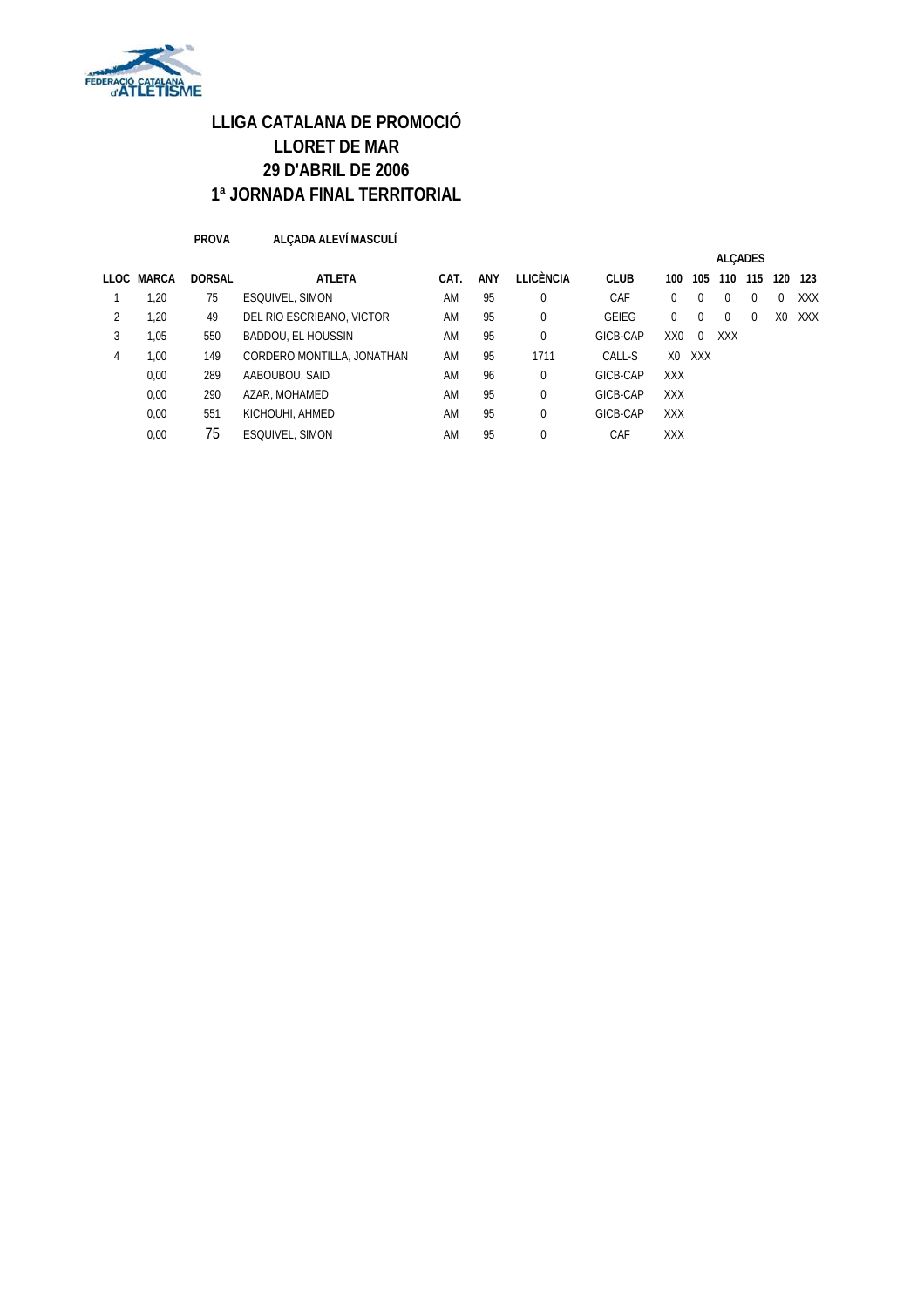# LLIGA CATALANA DE PROMOCIÓ
# LLORET DE MAR
# 29 D'ABRIL DE 2006
# 1ª JORNADA FINAL TERRITORIAL

**PROVA** **ALÇADA ALEVÍ MASCULÍ**

| LLOC | MARCA | DORSAL | ATLETA | CAT. | ANY | LLICÈNCIA | CLUB | ALÇADES 100 | 105 | 110 | 115 | 120 | 123 |
|---|---|---|---|---|---|---|---|---|---|---|---|---|---|
| 1 | 1,20 | 75 | ESQUIVEL, SIMON | AM | 95 | 0 | CAF | 0 | 0 | 0 | 0 | 0 | XXX |
| 2 | 1,20 | 49 | DEL RIO ESCRIBANO, VICTOR | AM | 95 | 0 | GEIEG | 0 | 0 | 0 | 0 | X0 | XXX |
| 3 | 1,05 | 550 | BADDOU, EL HOUSSIN | AM | 95 | 0 | GICB-CAP | XX0 | 0 | XXX | | | |
| 4 | 1,00 | 149 | CORDERO MONTILLA, JONATHAN | AM | 95 | 1711 | CALL-S | X0 | XXX | | | | |
| | 0,00 | 289 | AABOUBOU, SAID | AM | 96 | 0 | GICB-CAP | XXX | | | | | |
| | 0,00 | 290 | AZAR, MOHAMED | AM | 95 | 0 | GICB-CAP | XXX | | | | | |
| | 0,00 | 551 | KICHOUHI, AHMED | AM | 95 | 0 | GICB-CAP | XXX | | | | | |
| | 0,00 | 75 | ESQUIVEL, SIMON | AM | 95 | 0 | CAF | XXX | | | | | |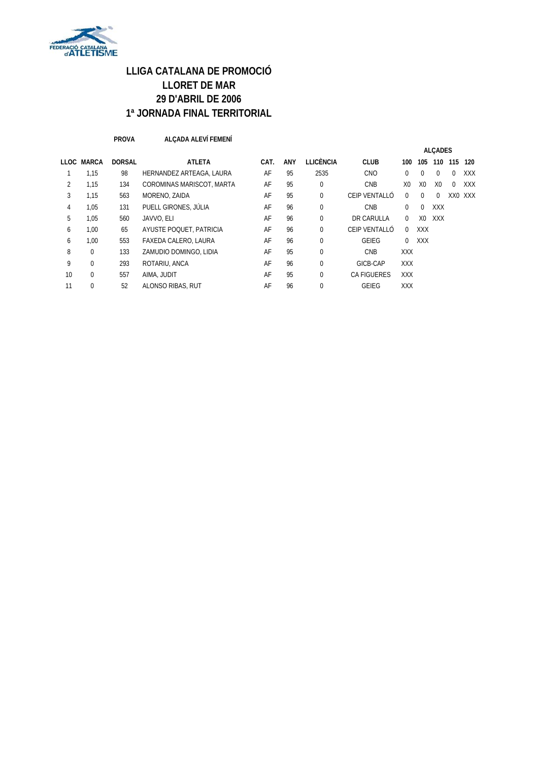# LLIGA CATALANA DE PROMOCIÓ
# LLORET DE MAR
# 29 D'ABRIL DE 2006
# 1ª JORNADA FINAL TERRITORIAL

**PROVA** **ALÇADA ALEVÍ FEMENÍ**

| LLOC | MARCA | DORSAL | ATLETA | CAT. | ANY | LLICÈNCIA | CLUB | ALÇADES 100 | 105 | 110 | 115 | 120 |
|---|---|---|---|---|---|---|---|---|---|---|---|---|
| 1 | 1,15 | 98 | HERNANDEZ ARTEAGA, LAURA | AF | 95 | 2535 | CNO | 0 | 0 | 0 | 0 | XXX |
| 2 | 1,15 | 134 | COROMINAS MARISCOT, MARTA | AF | 95 | 0 | CNB | X0 | X0 | X0 | 0 | XXX |
| 3 | 1,15 | 563 | MORENO, ZAIDA | AF | 95 | 0 | CEIP VENTALLÓ | 0 | 0 | 0 | XX0 | XXX |
| 4 | 1,05 | 131 | PUELL GIRONES, JÚLIA | AF | 96 | 0 | CNB | 0 | 0 | XXX | | |
| 5 | 1,05 | 560 | JAVVO, ELI | AF | 96 | 0 | DR CARULLA | 0 | X0 | XXX | | |
| 6 | 1,00 | 65 | AYUSTE POQUET, PATRICIA | AF | 96 | 0 | CEIP VENTALLÓ | 0 | XXX | | | |
| 6 | 1,00 | 553 | FAXEDA CALERO, LAURA | AF | 96 | 0 | GEIEG | 0 | XXX | | | |
| 8 | 0 | 133 | ZAMUDIO DOMINGO, LIDIA | AF | 95 | 0 | CNB | XXX | | | | |
| 9 | 0 | 293 | ROTARIU, ANCA | AF | 96 | 0 | GICB-CAP | XXX | | | | |
| 10 | 0 | 557 | AIMA, JUDIT | AF | 95 | 0 | CA FIGUERES | XXX | | | | |
| 11 | 0 | 52 | ALONSO RIBAS, RUT | AF | 96 | 0 | GEIEG | XXX | | | | |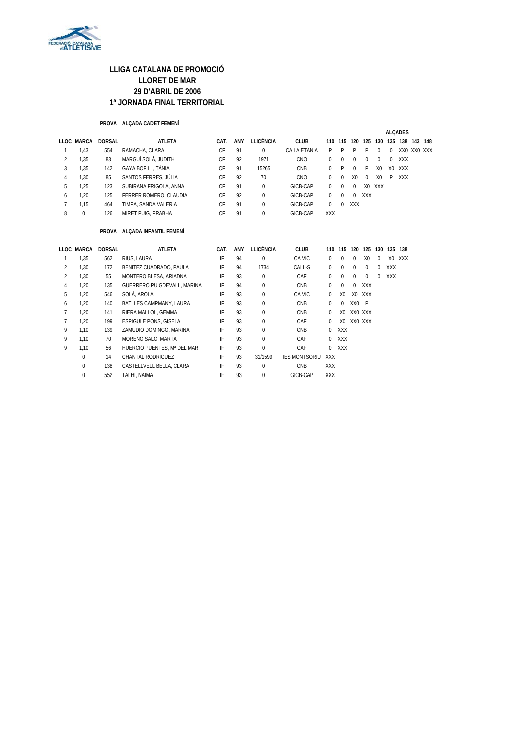# LLIGA CATALANA DE PROMOCIÓ
# LLORET DE MAR
# 29 D'ABRIL DE 2006
# 1ª JORNADA FINAL TERRITORIAL

**PROVA ALÇADA CADET FEMENÍ**

| LLOC | MARCA | DORSAL | ATLETA | CAT. | ANY | LLICÈNCIA | CLUB | 110 | 115 | 120 | 125 | 130 | 135 | 138 | 143 | 148 |
|---|---|---|---|---|---|---|---|---|---|---|---|---|---|---|---|---|
| 1 | 1,43 | 554 | RAMACHA, CLARA | CF | 91 | 0 | CA LAIETANIA | P | P | P | P | 0 | 0 | XX0 | XX0 | XXX |
| 2 | 1,35 | 83 | MARGUÍ SOLÀ, JUDITH | CF | 92 | 1971 | CNO | 0 | 0 | 0 | 0 | 0 | 0 | XXX | | |
| 3 | 1,35 | 142 | GAYA BOFILL, TÀNIA | CF | 91 | 15265 | CNB | 0 | P | 0 | P | X0 | X0 | XXX | | |
| 4 | 1,30 | 85 | SANTOS FERRES, JÚLIA | CF | 92 | 70 | CNO | 0 | 0 | X0 | 0 | X0 | P | XXX | | |
| 5 | 1,25 | 123 | SUBIRANA FRIGOLA, ANNA | CF | 91 | 0 | GICB-CAP | 0 | 0 | 0 | X0 | XXX | | | | |
| 6 | 1,20 | 125 | FERRER ROMERO, CLAUDIA | CF | 92 | 0 | GICB-CAP | 0 | 0 | 0 | XXX | | | | | |
| 7 | 1,15 | 464 | TIMPA, SANDA VALERIA | CF | 91 | 0 | GICB-CAP | 0 | 0 | XXX | | | | | | |
| 8 | 0 | 126 | MIRET PUIG, PRABHA | CF | 91 | 0 | GICB-CAP | XXX | | | | | | | | |

**PROVA ALÇADA INFANTIL FEMENÍ**

| LLOC | MARCA | DORSAL | ATLETA | CAT. | ANY | LLICÈNCIA | CLUB | 110 | 115 | 120 | 125 | 130 | 135 | 138 |
|---|---|---|---|---|---|---|---|---|---|---|---|---|---|---|
| 1 | 1,35 | 562 | RIUS, LAURA | IF | 94 | 0 | CA VIC | 0 | 0 | 0 | X0 | 0 | X0 | XXX |
| 2 | 1,30 | 172 | BENITEZ CUADRADO, PAULA | IF | 94 | 1734 | CALL-S | 0 | 0 | 0 | 0 | 0 | XXX | |
| 2 | 1,30 | 55 | MONTERO BLESA, ARIADNA | IF | 93 | 0 | CAF | 0 | 0 | 0 | 0 | 0 | XXX | |
| 4 | 1,20 | 135 | GUERRERO PUIGDEVALL, MARINA | IF | 94 | 0 | CNB | 0 | 0 | 0 | XXX | | | |
| 5 | 1,20 | 546 | SOLÀ, AROLA | IF | 93 | 0 | CA VIC | 0 | X0 | X0 | XXX | | | |
| 6 | 1,20 | 140 | BATLLES CAMPMANY, LAURA | IF | 93 | 0 | CNB | 0 | 0 | XX0 | P | | | |
| 7 | 1,20 | 141 | RIERA MALLOL, GEMMA | IF | 93 | 0 | CNB | 0 | X0 | XX0 | XXX | | | |
| 7 | 1,20 | 199 | ESPIGULE PONS, GISELA | IF | 93 | 0 | CAF | 0 | X0 | XX0 | XXX | | | |
| 9 | 1,10 | 139 | ZAMUDIO DOMINGO, MARINA | IF | 93 | 0 | CNB | 0 | XXX | | | | | |
| 9 | 1,10 | 70 | MORENO SALO, MARTA | IF | 93 | 0 | CAF | 0 | XXX | | | | | |
| 9 | 1,10 | 56 | HUERCIO PUENTES, Mª DEL MAR | IF | 93 | 0 | CAF | 0 | XXX | | | | | |
| | 0 | 14 | CHANTAL RODRÍGUEZ | IF | 93 | 31/1599 | IES MONTSORIU | XXX | | | | | | |
| | 0 | 138 | CASTELLVELL BELLA, CLARA | IF | 93 | 0 | CNB | XXX | | | | | | |
| | 0 | 552 | TALHI, NAIMA | IF | 93 | 0 | GICB-CAP | XXX | | | | | | |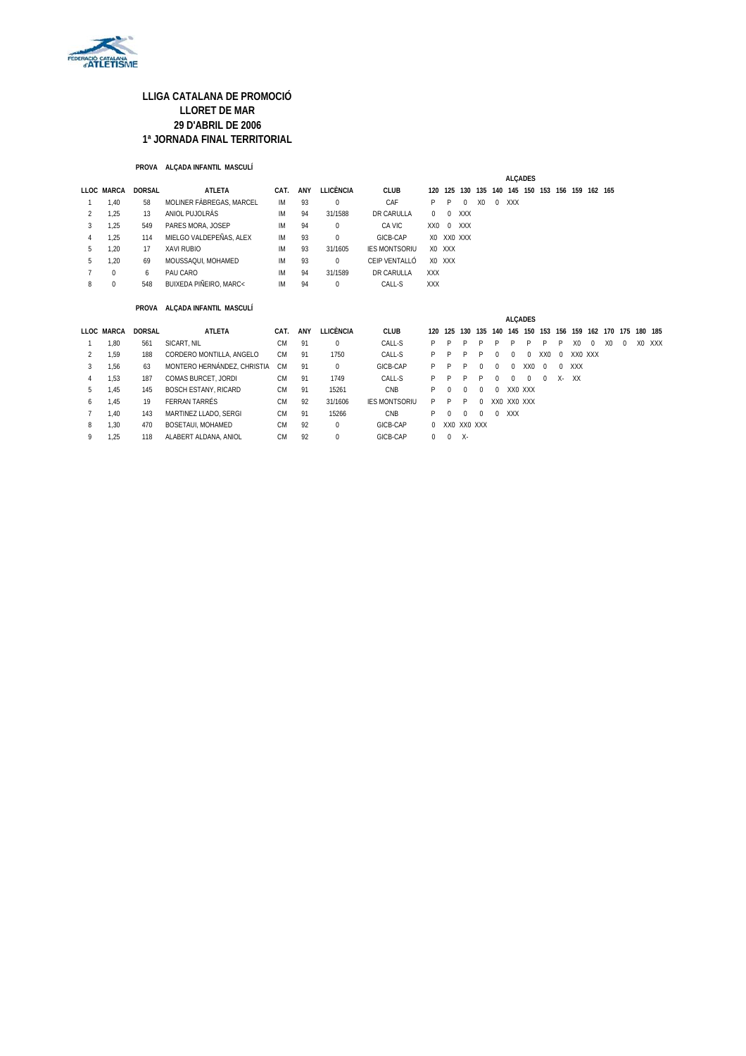# LLIGA CATALANA DE PROMOCIÓ
# LLORET DE MAR
# 29 D'ABRIL DE 2006
# 1ª JORNADA FINAL TERRITORIAL

**PROVA** **ALÇADA INFANTIL MASCULÍ**

| LLOC | MARCA | DORSAL | ATLETA | CAT. | ANY | LLICÈNCIA | CLUB | ALÇADES 120 | 125 | 130 | 135 | 140 | 145 | 150 | 153 | 156 | 159 | 162 | 165 |
|---|---|---|---|---|---|---|---|---|---|---|---|---|---|---|---|---|---|---|---|
| 1 | 1,40 | 58 | MOLINER FÁBREGAS, MARCEL | IM | 93 | 0 | CAF | P | P | 0 | X0 | 0 | XXX | | | | | | |
| 2 | 1,25 | 13 | ANIOL PUJOLRÀS | IM | 94 | 31/1588 | DR CARULLA | 0 | 0 | XXX | | | | | | | | | |
| 3 | 1,25 | 549 | PARES MORA, JOSEP | IM | 94 | 0 | CA VIC | XX0 | 0 | XXX | | | | | | | | | |
| 4 | 1,25 | 114 | MIELGO VALDEPEÑAS, ALEX | IM | 93 | 0 | GICB-CAP | X0 | XX0 | XXX | | | | | | | | | |
| 5 | 1,20 | 17 | XAVI RUBIO | IM | 93 | 31/1605 | IES MONTSORIU | X0 | XXX | | | | | | | | | | |
| 5 | 1,20 | 69 | MOUSSAQUI, MOHAMED | IM | 93 | 0 | CEIP VENTALLÓ | X0 | XXX | | | | | | | | | | |
| 7 | 0 | 6 | PAU CARO | IM | 94 | 31/1589 | DR CARULLA | XXX | | | | | | | | | | | |
| 8 | 0 | 548 | BUIXEDA PIÑEIRO, MARC< | IM | 94 | 0 | CALL-S | XXX | | | | | | | | | | | |

**PROVA** **ALÇADA INFANTIL MASCULÍ**

| LLOC | MARCA | DORSAL | ATLETA | CAT. | ANY | LLICÈNCIA | CLUB | ALÇADES 120 | 125 | 130 | 135 | 140 | 145 | 150 | 153 | 156 | 159 | 162 | 170 | 175 | 180 | 185 |
|---|---|---|---|---|---|---|---|---|---|---|---|---|---|---|---|---|---|---|---|---|---|---|
| 1 | 1,80 | 561 | SICART, NIL | CM | 91 | 0 | CALL-S | P | P | P | P | P | P | P | P | P | X0 | 0 | X0 | 0 | X0 | XXX |
| 2 | 1,59 | 188 | CORDERO MONTILLA, ANGELO | CM | 91 | 1750 | CALL-S | P | P | P | P | 0 | 0 | 0 | XX0 | 0 | XX0 | XXX | | | | |
| 3 | 1,56 | 63 | MONTERO HERNÁNDEZ, CHRISTIA | CM | 91 | 0 | GICB-CAP | P | P | P | 0 | 0 | 0 | XX0 | 0 | 0 | XXX | | | | | |
| 4 | 1,53 | 187 | COMAS BURCET, JORDI | CM | 91 | 1749 | CALL-S | P | P | P | P | 0 | 0 | 0 | 0 | X- | XX | | | | | |
| 5 | 1,45 | 145 | BOSCH ESTANY, RICARD | CM | 91 | 15261 | CNB | P | 0 | 0 | 0 | 0 | XX0 | XXX | | | | | | | | |
| 6 | 1,45 | 19 | FERRAN TARRÉS | CM | 92 | 31/1606 | IES MONTSORIU | P | P | P | 0 | XX0 | XX0 | XXX | | | | | | | | |
| 7 | 1,40 | 143 | MARTINEZ LLADO, SERGI | CM | 91 | 15266 | CNB | P | 0 | 0 | 0 | 0 | XXX | | | | | | | | | |
| 8 | 1,30 | 470 | BOSETAUI, MOHAMED | CM | 92 | 0 | GICB-CAP | 0 | XX0 | XX0 | XXX | | | | | | | | | | | |
| 9 | 1,25 | 118 | ALABERT ALDANA, ANIOL | CM | 92 | 0 | GICB-CAP | 0 | 0 | X- | | | | | | | | | | | | |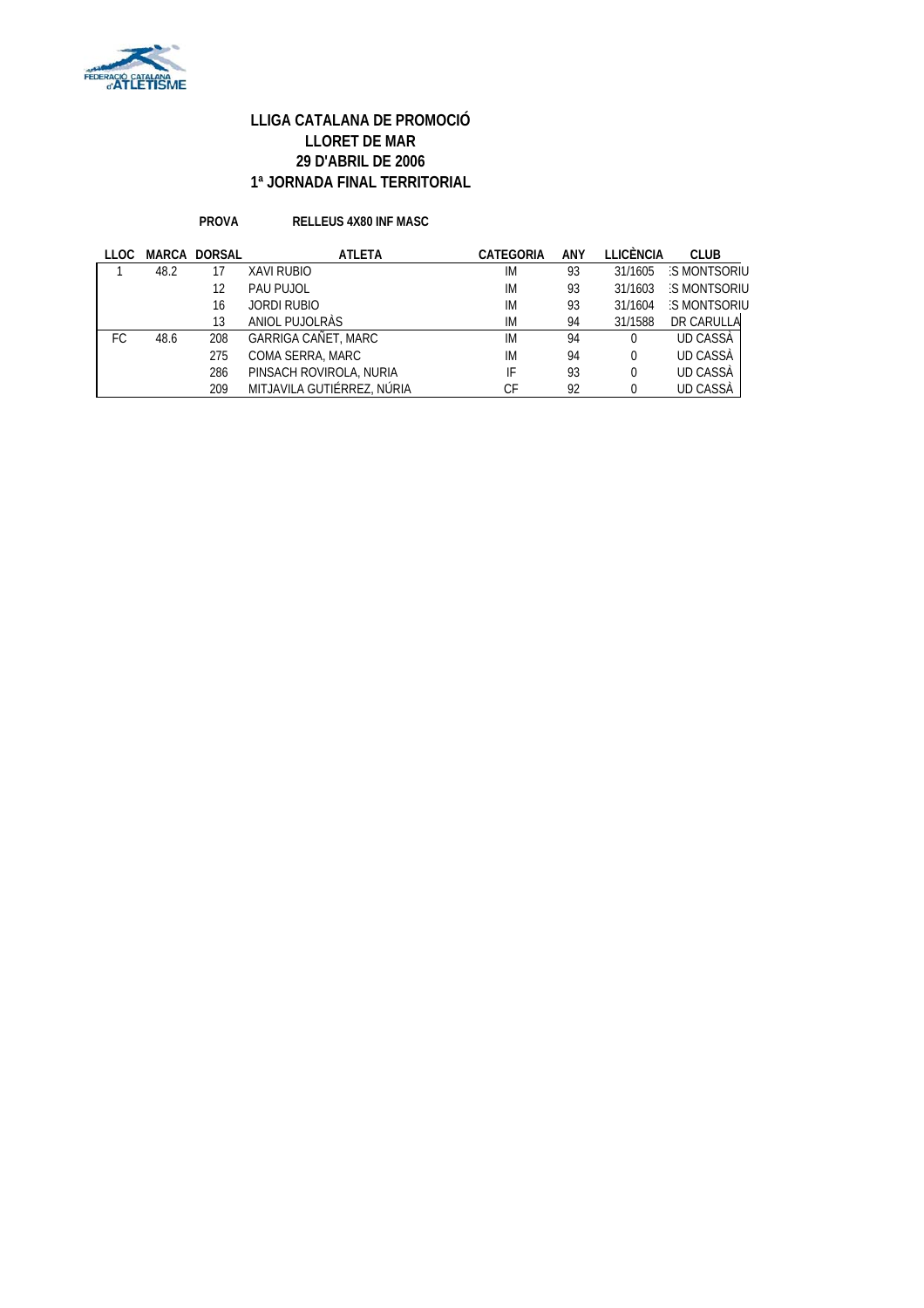# LLIGA CATALANA DE PROMOCIÓ
## LLORET DE MAR
## 29 D'ABRIL DE 2006
## 1ª JORNADA FINAL TERRITORIAL

**PROVA** **RELLEUS 4X80 INF MASC**

| LLOC | MARCA | DORSAL | ATLETA | CATEGORIA | ANY | LLICÈNCIA | CLUB |
|---|---|---|---|---|---|---|---|
| 1 | 48.2 | 17 | XAVI RUBIO | IM | 93 | 31/1605 | :S MONTSORIU |
| | | 12 | PAU PUJOL | IM | 93 | 31/1603 | :S MONTSORIU |
| | | 16 | JORDI RUBIO | IM | 93 | 31/1604 | :S MONTSORIU |
| | | 13 | ANIOL PUJOLRÀS | IM | 94 | 31/1588 | DR CARULLA |
| FC | 48.6 | 208 | GARRIGA CAÑET, MARC | IM | 94 | 0 | UD CASSÀ |
| | | 275 | COMA SERRA, MARC | IM | 94 | 0 | UD CASSÀ |
| | | 286 | PINSACH ROVIROLA, NURIA | IF | 93 | 0 | UD CASSÀ |
| | | 209 | MITJAVILA GUTIÉRREZ, NÚRIA | CF | 92 | 0 | UD CASSÀ |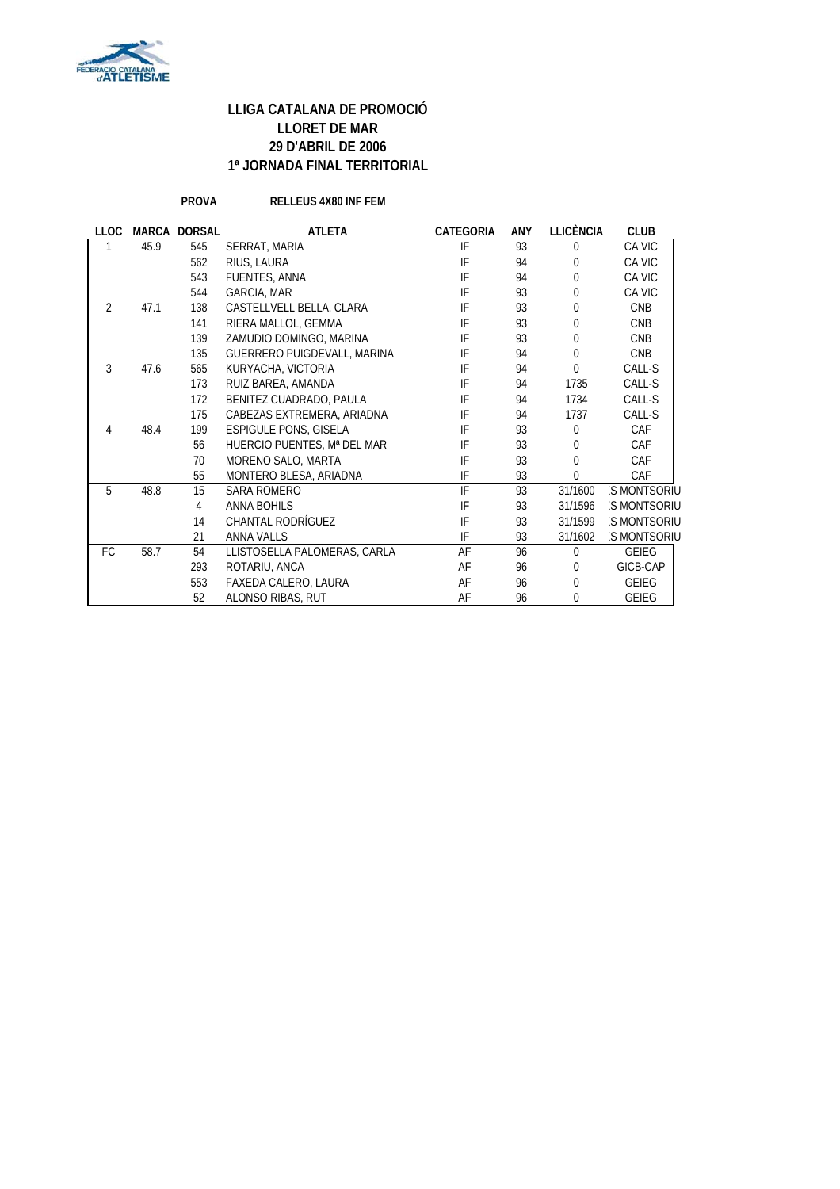## LLIGA CATALANA DE PROMOCIÓ
## LLORET DE MAR
## 29 D'ABRIL DE 2006
## 1ª JORNADA FINAL TERRITORIAL

**PROVA** **RELLEUS 4X80 INF FEM**

| LLOC | MARCA | DORSAL | ATLETA | CATEGORIA | ANY | LLICÈNCIA | CLUB |
|---|---|---|---|---|---|---|---|
| 1 | 45.9 | 545 | SERRAT, MARIA | IF | 93 | 0 | CA VIC |
| | | 562 | RIUS, LAURA | IF | 94 | 0 | CA VIC |
| | | 543 | FUENTES, ANNA | IF | 94 | 0 | CA VIC |
| | | 544 | GARCIA, MAR | IF | 93 | 0 | CA VIC |
| 2 | 47.1 | 138 | CASTELLVELL BELLA, CLARA | IF | 93 | 0 | CNB |
| | | 141 | RIERA MALLOL, GEMMA | IF | 93 | 0 | CNB |
| | | 139 | ZAMUDIO DOMINGO, MARINA | IF | 93 | 0 | CNB |
| | | 135 | GUERRERO PUIGDEVALL, MARINA | IF | 94 | 0 | CNB |
| 3 | 47.6 | 565 | KURYACHA, VICTORIA | IF | 94 | 0 | CALL-S |
| | | 173 | RUIZ BAREA, AMANDA | IF | 94 | 1735 | CALL-S |
| | | 172 | BENITEZ CUADRADO, PAULA | IF | 94 | 1734 | CALL-S |
| | | 175 | CABEZAS EXTREMERA, ARIADNA | IF | 94 | 1737 | CALL-S |
| 4 | 48.4 | 199 | ESPIGULE PONS, GISELA | IF | 93 | 0 | CAF |
| | | 56 | HUERCIO PUENTES, Mª DEL MAR | IF | 93 | 0 | CAF |
| | | 70 | MORENO SALO, MARTA | IF | 93 | 0 | CAF |
| | | 55 | MONTERO BLESA, ARIADNA | IF | 93 | 0 | CAF |
| 5 | 48.8 | 15 | SARA ROMERO | IF | 93 | 31/1600 | :S MONTSORIU |
| | | 4 | ANNA BOHILS | IF | 93 | 31/1596 | :S MONTSORIU |
| | | 14 | CHANTAL RODRÍGUEZ | IF | 93 | 31/1599 | :S MONTSORIU |
| | | 21 | ANNA VALLS | IF | 93 | 31/1602 | :S MONTSORIU |
| FC | 58.7 | 54 | LLISTOSELLA PALOMERAS, CARLA | AF | 96 | 0 | GEIEG |
| | | 293 | ROTARIU, ANCA | AF | 96 | 0 | GICB-CAP |
| | | 553 | FAXEDA CALERO, LAURA | AF | 96 | 0 | GEIEG |
| | | 52 | ALONSO RIBAS, RUT | AF | 96 | 0 | GEIEG |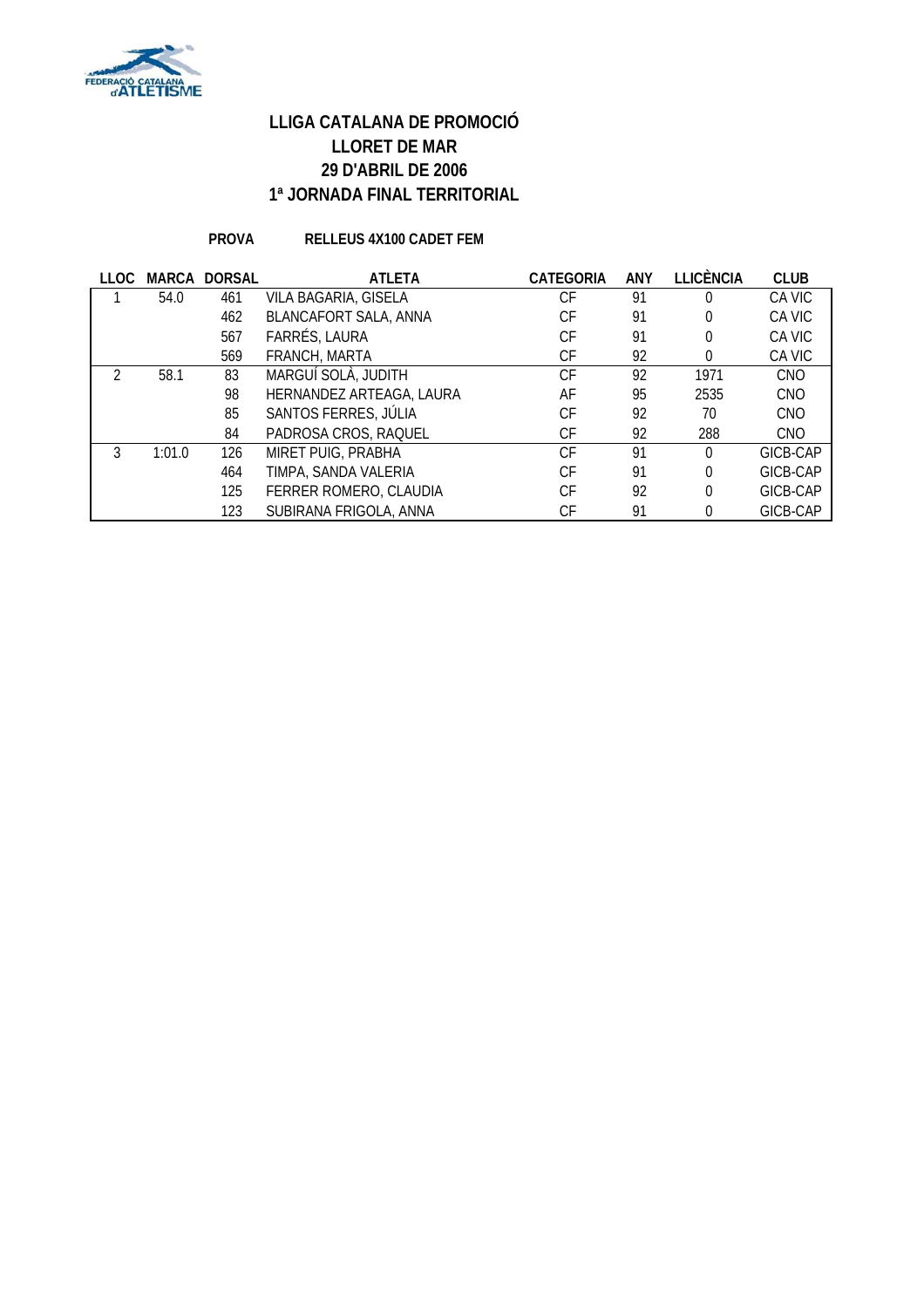# LLIGA CATALANA DE PROMOCIÓ
# LLORET DE MAR
# 29 D'ABRIL DE 2006
# 1ª JORNADA FINAL TERRITORIAL

**PROVA** RELLEUS 4X100 CADET FEM

| LLOC | MARCA | DORSAL | ATLETA | CATEGORIA | ANY | LLICÈNCIA | CLUB |
|---|---|---|---|---|---|---|---|
| 1 | 54.0 | 461 | VILA BAGARIA, GISELA | CF | 91 | 0 | CA VIC |
| | | 462 | BLANCAFORT SALA, ANNA | CF | 91 | 0 | CA VIC |
| | | 567 | FARRÉS, LAURA | CF | 91 | 0 | CA VIC |
| | | 569 | FRANCH, MARTA | CF | 92 | 0 | CA VIC |
| 2 | 58.1 | 83 | MARGUÍ SOLÀ, JUDITH | CF | 92 | 1971 | CNO |
| | | 98 | HERNANDEZ ARTEAGA, LAURA | AF | 95 | 2535 | CNO |
| | | 85 | SANTOS FERRES, JÚLIA | CF | 92 | 70 | CNO |
| | | 84 | PADROSA CROS, RAQUEL | CF | 92 | 288 | CNO |
| 3 | 1:01.0 | 126 | MIRET PUIG, PRABHA | CF | 91 | 0 | GICB-CAP |
| | | 464 | TIMPA, SANDA VALERIA | CF | 91 | 0 | GICB-CAP |
| | | 125 | FERRER ROMERO, CLAUDIA | CF | 92 | 0 | GICB-CAP |
| | | 123 | SUBIRANA FRIGOLA, ANNA | CF | 91 | 0 | GICB-CAP |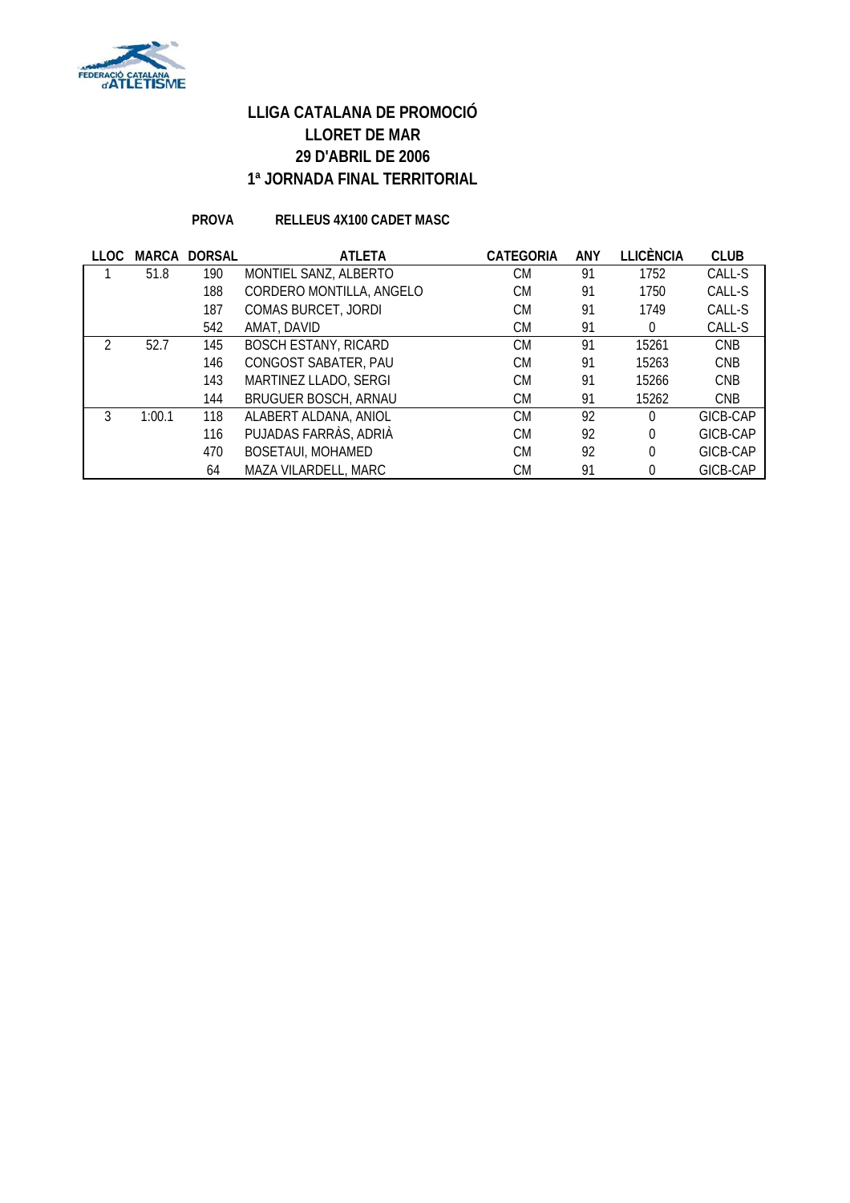# LLIGA CATALANA DE PROMOCIÓ
# LLORET DE MAR
# 29 D'ABRIL DE 2006
# 1ª JORNADA FINAL TERRITORIAL

**PROVA** **RELLEUS 4X100 CADET MASC**

| LLOC | MARCA | DORSAL | ATLETA | CATEGORIA | ANY | LLICÈNCIA | CLUB |
|---|---|---|---|---|---|---|---|
| 1 | 51.8 | 190 | MONTIEL SANZ, ALBERTO | CM | 91 | 1752 | CALL-S |
| | | 188 | CORDERO MONTILLA, ANGELO | CM | 91 | 1750 | CALL-S |
| | | 187 | COMAS BURCET, JORDI | CM | 91 | 1749 | CALL-S |
| | | 542 | AMAT, DAVID | CM | 91 | 0 | CALL-S |
| 2 | 52.7 | 145 | BOSCH ESTANY, RICARD | CM | 91 | 15261 | CNB |
| | | 146 | CONGOST SABATER, PAU | CM | 91 | 15263 | CNB |
| | | 143 | MARTINEZ LLADO, SERGI | CM | 91 | 15266 | CNB |
| | | 144 | BRUGUER BOSCH, ARNAU | CM | 91 | 15262 | CNB |
| 3 | 1:00.1 | 118 | ALABERT ALDANA, ANIOL | CM | 92 | 0 | GICB-CAP |
| | | 116 | PUJADAS FARRÀS, ADRIÀ | CM | 92 | 0 | GICB-CAP |
| | | 470 | BOSETAUI, MOHAMED | CM | 92 | 0 | GICB-CAP |
| | | 64 | MAZA VILARDELL, MARC | CM | 91 | 0 | GICB-CAP |